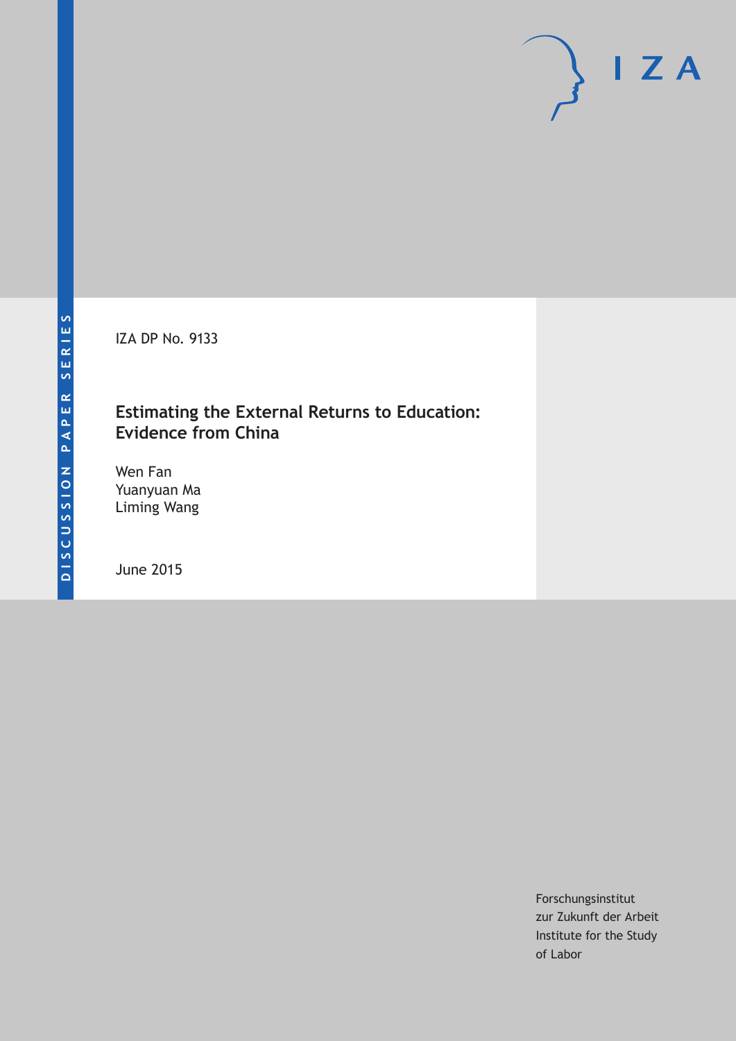DISCUSSION PAPER SERIES

IZA

IZA DP No. 9133

# Estimating the External Returns to Education: Evidence from China

Wen Fan
Yuanyuan Ma
Liming Wang

June 2015

Forschungsinstitut
zur Zukunft der Arbeit
Institute for the Study
of Labor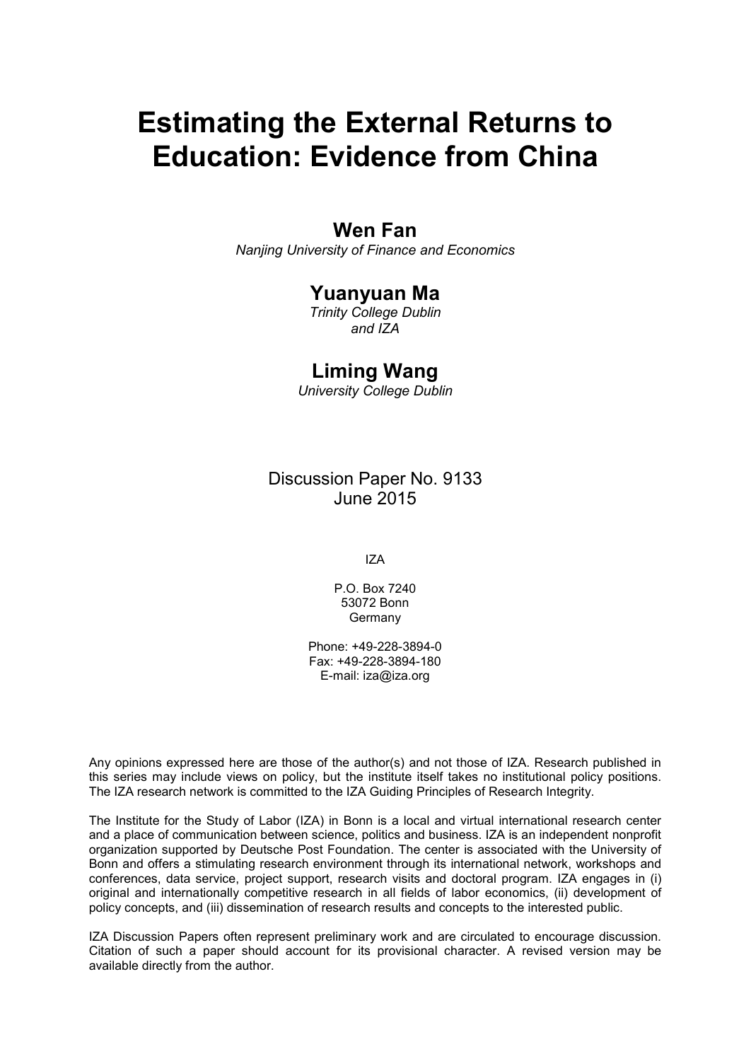# Estimating the External Returns to Education: Evidence from China

## Wen Fan

*Nanjing University of Finance and Economics*

## Yuanyuan Ma

*Trinity College Dublin and IZA*

## Liming Wang

*University College Dublin*

Discussion Paper No. 9133
June 2015

IZA

P.O. Box 7240
53072 Bonn
Germany

Phone: +49-228-3894-0
Fax: +49-228-3894-180
E-mail: iza@iza.org

Any opinions expressed here are those of the author(s) and not those of IZA. Research published in this series may include views on policy, but the institute itself takes no institutional policy positions. The IZA research network is committed to the IZA Guiding Principles of Research Integrity.

The Institute for the Study of Labor (IZA) in Bonn is a local and virtual international research center and a place of communication between science, politics and business. IZA is an independent nonprofit organization supported by Deutsche Post Foundation. The center is associated with the University of Bonn and offers a stimulating research environment through its international network, workshops and conferences, data service, project support, research visits and doctoral program. IZA engages in (i) original and internationally competitive research in all fields of labor economics, (ii) development of policy concepts, and (iii) dissemination of research results and concepts to the interested public.

IZA Discussion Papers often represent preliminary work and are circulated to encourage discussion. Citation of such a paper should account for its provisional character. A revised version may be available directly from the author.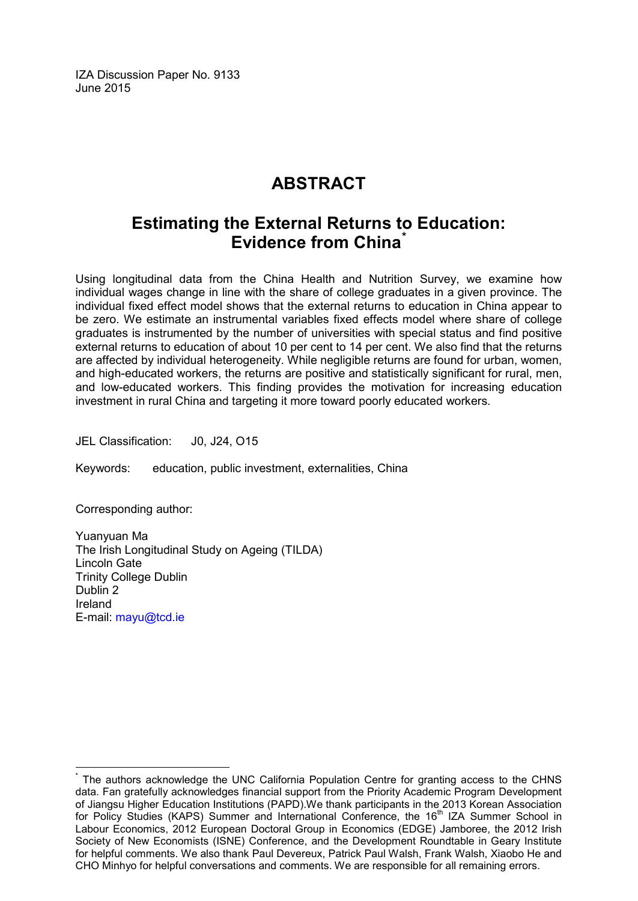IZA Discussion Paper No. 9133
June 2015

# ABSTRACT

## Estimating the External Returns to Education: Evidence from China*

Using longitudinal data from the China Health and Nutrition Survey, we examine how individual wages change in line with the share of college graduates in a given province. The individual fixed effect model shows that the external returns to education in China appear to be zero. We estimate an instrumental variables fixed effects model where share of college graduates is instrumented by the number of universities with special status and find positive external returns to education of about 10 per cent to 14 per cent. We also find that the returns are affected by individual heterogeneity. While negligible returns are found for urban, women, and high-educated workers, the returns are positive and statistically significant for rural, men, and low-educated workers. This finding provides the motivation for increasing education investment in rural China and targeting it more toward poorly educated workers.

JEL Classification: J0, J24, O15

Keywords: education, public investment, externalities, China

Corresponding author:

Yuanyuan Ma
The Irish Longitudinal Study on Ageing (TILDA)
Lincoln Gate
Trinity College Dublin
Dublin 2
Ireland
E-mail: mayu@tcd.ie

---

* The authors acknowledge the UNC California Population Centre for granting access to the CHNS data. Fan gratefully acknowledges financial support from the Priority Academic Program Development of Jiangsu Higher Education Institutions (PAPD).We thank participants in the 2013 Korean Association for Policy Studies (KAPS) Summer and International Conference, the 16th IZA Summer School in Labour Economics, 2012 European Doctoral Group in Economics (EDGE) Jamboree, the 2012 Irish Society of New Economists (ISNE) Conference, and the Development Roundtable in Geary Institute for helpful comments. We also thank Paul Devereux, Patrick Paul Walsh, Frank Walsh, Xiaobo He and CHO Minhyo for helpful conversations and comments. We are responsible for all remaining errors.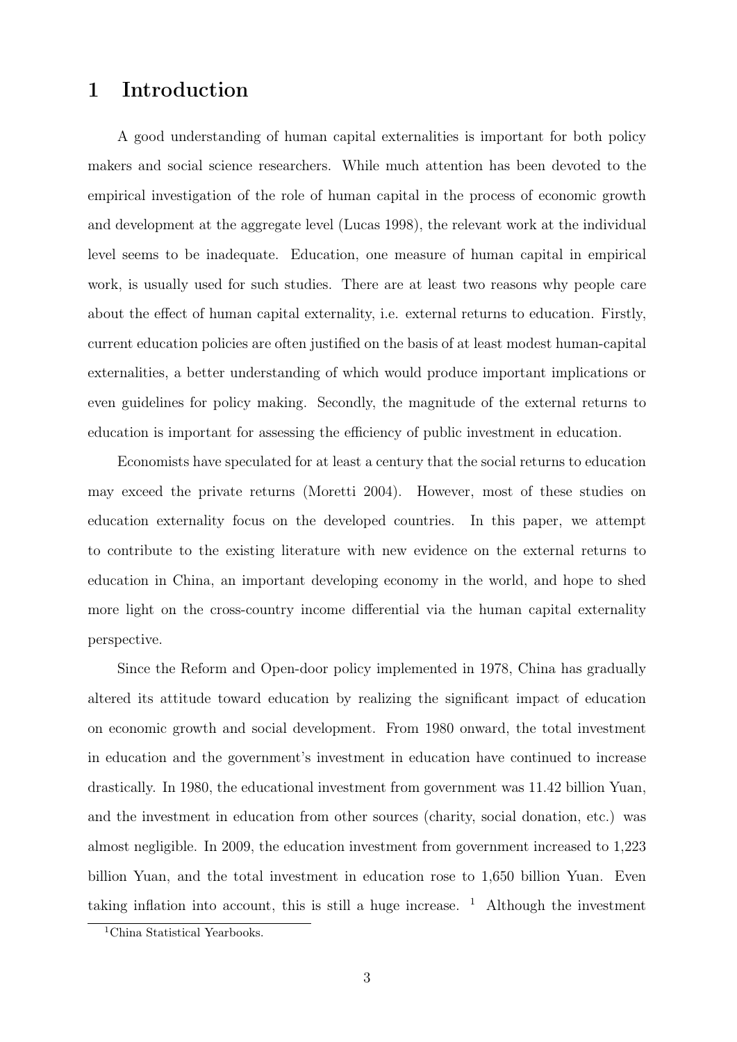# 1 Introduction

A good understanding of human capital externalities is important for both policy makers and social science researchers. While much attention has been devoted to the empirical investigation of the role of human capital in the process of economic growth and development at the aggregate level (Lucas 1998), the relevant work at the individual level seems to be inadequate. Education, one measure of human capital in empirical work, is usually used for such studies. There are at least two reasons why people care about the effect of human capital externality, i.e. external returns to education. Firstly, current education policies are often justified on the basis of at least modest human-capital externalities, a better understanding of which would produce important implications or even guidelines for policy making. Secondly, the magnitude of the external returns to education is important for assessing the efficiency of public investment in education.

Economists have speculated for at least a century that the social returns to education may exceed the private returns (Moretti 2004). However, most of these studies on education externality focus on the developed countries. In this paper, we attempt to contribute to the existing literature with new evidence on the external returns to education in China, an important developing economy in the world, and hope to shed more light on the cross-country income differential via the human capital externality perspective.

Since the Reform and Open-door policy implemented in 1978, China has gradually altered its attitude toward education by realizing the significant impact of education on economic growth and social development. From 1980 onward, the total investment in education and the government's investment in education have continued to increase drastically. In 1980, the educational investment from government was 11.42 billion Yuan, and the investment in education from other sources (charity, social donation, etc.) was almost negligible. In 2009, the education investment from government increased to 1,223 billion Yuan, and the total investment in education rose to 1,650 billion Yuan. Even taking inflation into account, this is still a huge increase. [1] Although the investment

[1] China Statistical Yearbooks.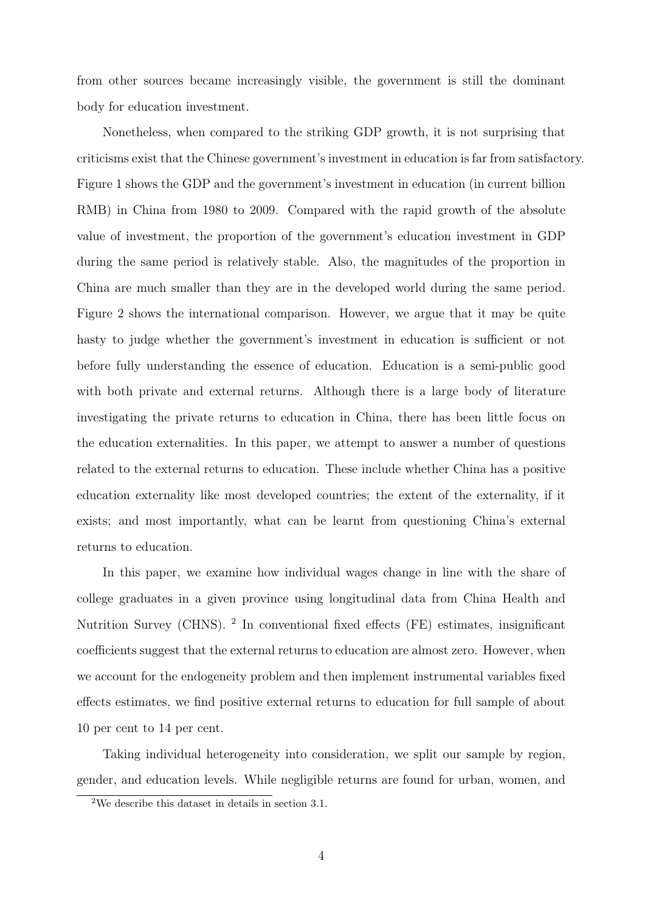from other sources became increasingly visible, the government is still the dominant body for education investment.

Nonetheless, when compared to the striking GDP growth, it is not surprising that criticisms exist that the Chinese government's investment in education is far from satisfactory. Figure 1 shows the GDP and the government's investment in education (in current billion RMB) in China from 1980 to 2009. Compared with the rapid growth of the absolute value of investment, the proportion of the government's education investment in GDP during the same period is relatively stable. Also, the magnitudes of the proportion in China are much smaller than they are in the developed world during the same period. Figure 2 shows the international comparison. However, we argue that it may be quite hasty to judge whether the government's investment in education is sufficient or not before fully understanding the essence of education. Education is a semi-public good with both private and external returns. Although there is a large body of literature investigating the private returns to education in China, there has been little focus on the education externalities. In this paper, we attempt to answer a number of questions related to the external returns to education. These include whether China has a positive education externality like most developed countries; the extent of the externality, if it exists; and most importantly, what can be learnt from questioning China's external returns to education.

In this paper, we examine how individual wages change in line with the share of college graduates in a given province using longitudinal data from China Health and Nutrition Survey (CHNS). [2] In conventional fixed effects (FE) estimates, insignificant coefficients suggest that the external returns to education are almost zero. However, when we account for the endogeneity problem and then implement instrumental variables fixed effects estimates, we find positive external returns to education for full sample of about 10 per cent to 14 per cent.

Taking individual heterogeneity into consideration, we split our sample by region, gender, and education levels. While negligible returns are found for urban, women, and

[2] We describe this dataset in details in section 3.1.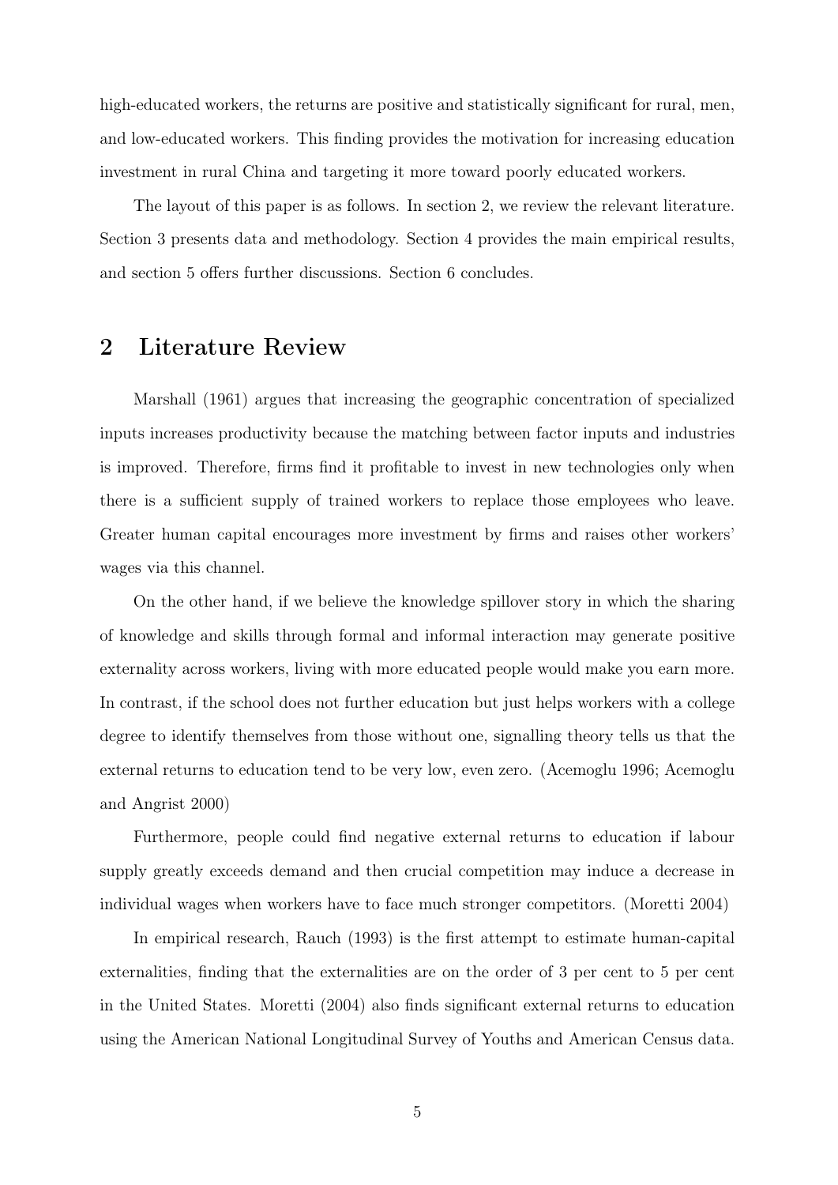high-educated workers, the returns are positive and statistically significant for rural, men, and low-educated workers. This finding provides the motivation for increasing education investment in rural China and targeting it more toward poorly educated workers.

The layout of this paper is as follows. In section 2, we review the relevant literature. Section 3 presents data and methodology. Section 4 provides the main empirical results, and section 5 offers further discussions. Section 6 concludes.

## 2 Literature Review

Marshall (1961) argues that increasing the geographic concentration of specialized inputs increases productivity because the matching between factor inputs and industries is improved. Therefore, firms find it profitable to invest in new technologies only when there is a sufficient supply of trained workers to replace those employees who leave. Greater human capital encourages more investment by firms and raises other workers' wages via this channel.

On the other hand, if we believe the knowledge spillover story in which the sharing of knowledge and skills through formal and informal interaction may generate positive externality across workers, living with more educated people would make you earn more. In contrast, if the school does not further education but just helps workers with a college degree to identify themselves from those without one, signalling theory tells us that the external returns to education tend to be very low, even zero. (Acemoglu 1996; Acemoglu and Angrist 2000)

Furthermore, people could find negative external returns to education if labour supply greatly exceeds demand and then crucial competition may induce a decrease in individual wages when workers have to face much stronger competitors. (Moretti 2004)

In empirical research, Rauch (1993) is the first attempt to estimate human-capital externalities, finding that the externalities are on the order of 3 per cent to 5 per cent in the United States. Moretti (2004) also finds significant external returns to education using the American National Longitudinal Survey of Youths and American Census data.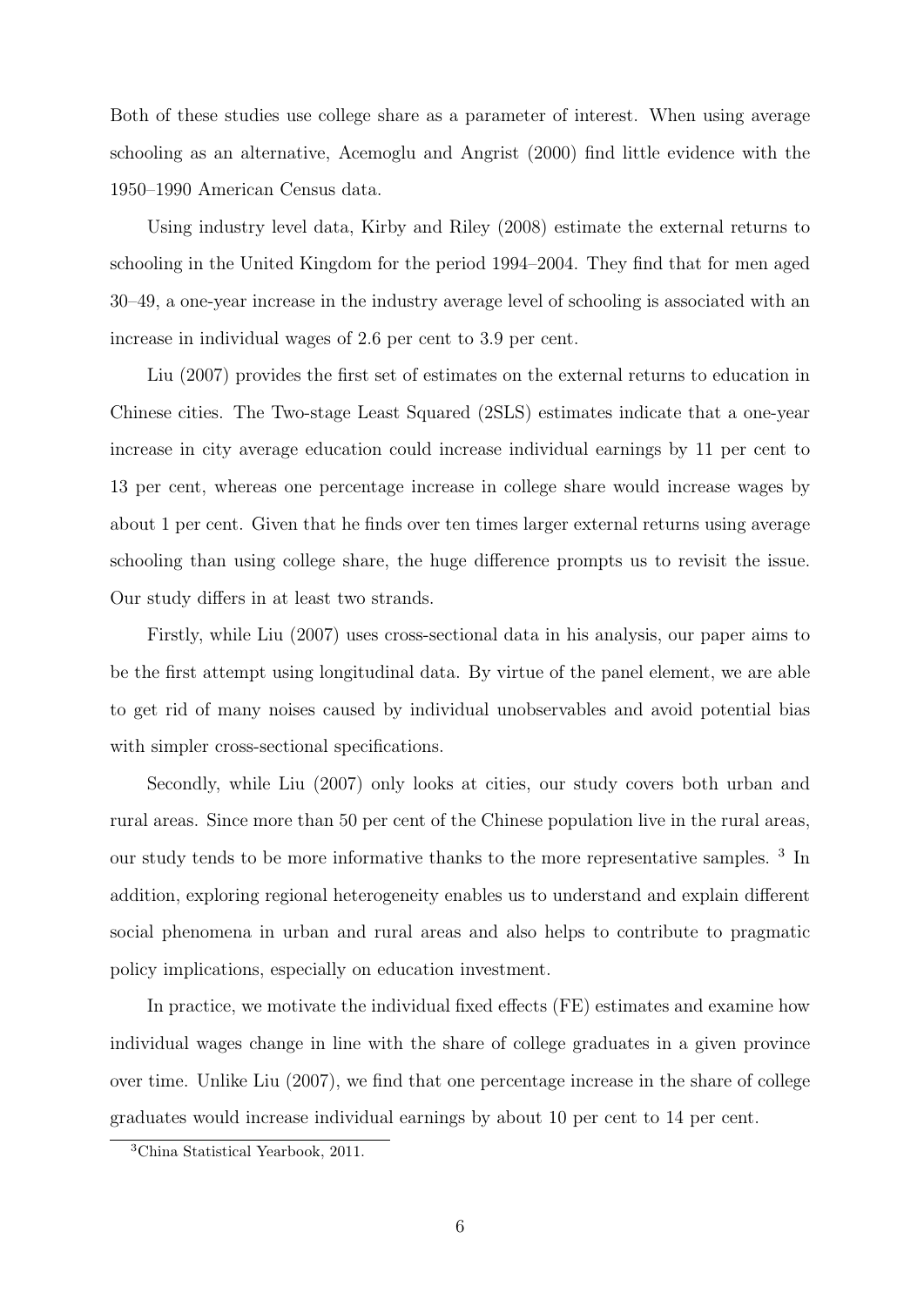Both of these studies use college share as a parameter of interest. When using average schooling as an alternative, Acemoglu and Angrist (2000) find little evidence with the 1950–1990 American Census data.

Using industry level data, Kirby and Riley (2008) estimate the external returns to schooling in the United Kingdom for the period 1994–2004. They find that for men aged 30–49, a one-year increase in the industry average level of schooling is associated with an increase in individual wages of 2.6 per cent to 3.9 per cent.

Liu (2007) provides the first set of estimates on the external returns to education in Chinese cities. The Two-stage Least Squared (2SLS) estimates indicate that a one-year increase in city average education could increase individual earnings by 11 per cent to 13 per cent, whereas one percentage increase in college share would increase wages by about 1 per cent. Given that he finds over ten times larger external returns using average schooling than using college share, the huge difference prompts us to revisit the issue. Our study differs in at least two strands.

Firstly, while Liu (2007) uses cross-sectional data in his analysis, our paper aims to be the first attempt using longitudinal data. By virtue of the panel element, we are able to get rid of many noises caused by individual unobservables and avoid potential bias with simpler cross-sectional specifications.

Secondly, while Liu (2007) only looks at cities, our study covers both urban and rural areas. Since more than 50 per cent of the Chinese population live in the rural areas, our study tends to be more informative thanks to the more representative samples. [3] In addition, exploring regional heterogeneity enables us to understand and explain different social phenomena in urban and rural areas and also helps to contribute to pragmatic policy implications, especially on education investment.

In practice, we motivate the individual fixed effects (FE) estimates and examine how individual wages change in line with the share of college graduates in a given province over time. Unlike Liu (2007), we find that one percentage increase in the share of college graduates would increase individual earnings by about 10 per cent to 14 per cent.

[3] China Statistical Yearbook, 2011.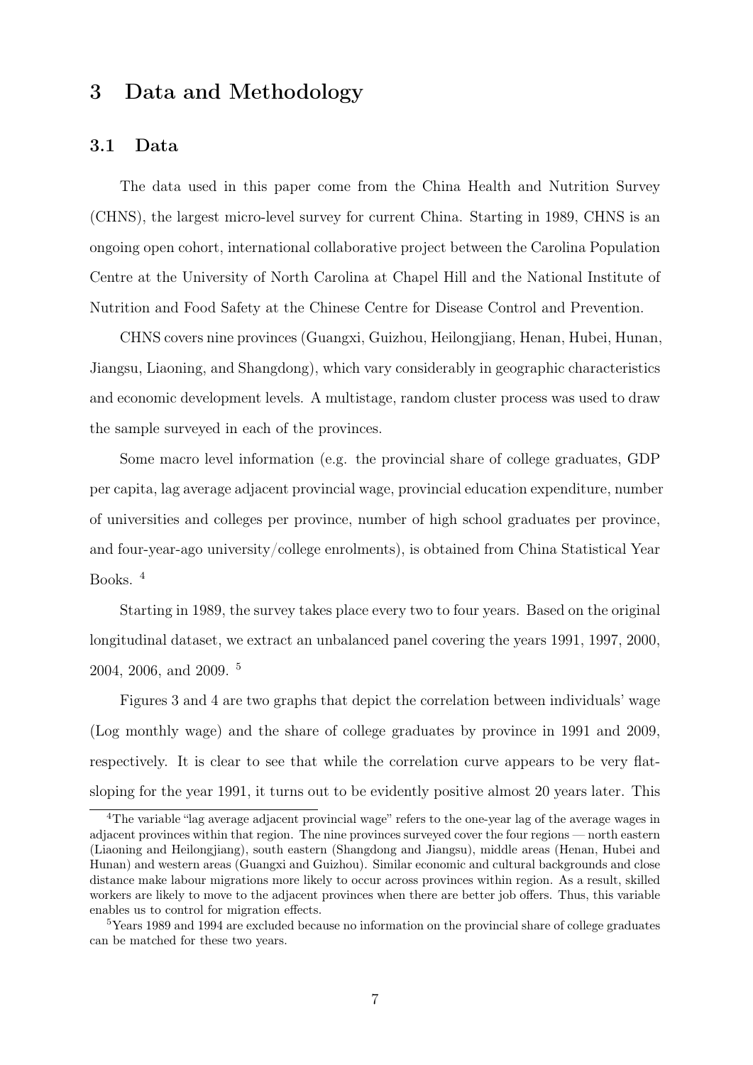# 3 Data and Methodology

## 3.1 Data

The data used in this paper come from the China Health and Nutrition Survey (CHNS), the largest micro-level survey for current China. Starting in 1989, CHNS is an ongoing open cohort, international collaborative project between the Carolina Population Centre at the University of North Carolina at Chapel Hill and the National Institute of Nutrition and Food Safety at the Chinese Centre for Disease Control and Prevention.

CHNS covers nine provinces (Guangxi, Guizhou, Heilongjiang, Henan, Hubei, Hunan, Jiangsu, Liaoning, and Shangdong), which vary considerably in geographic characteristics and economic development levels. A multistage, random cluster process was used to draw the sample surveyed in each of the provinces.

Some macro level information (e.g. the provincial share of college graduates, GDP per capita, lag average adjacent provincial wage, provincial education expenditure, number of universities and colleges per province, number of high school graduates per province, and four-year-ago university/college enrolments), is obtained from China Statistical Year Books. [4]

Starting in 1989, the survey takes place every two to four years. Based on the original longitudinal dataset, we extract an unbalanced panel covering the years 1991, 1997, 2000, 2004, 2006, and 2009. [5]

Figures 3 and 4 are two graphs that depict the correlation between individuals' wage (Log monthly wage) and the share of college graduates by province in 1991 and 2009, respectively. It is clear to see that while the correlation curve appears to be very flat-sloping for the year 1991, it turns out to be evidently positive almost 20 years later. This

[4] The variable "lag average adjacent provincial wage" refers to the one-year lag of the average wages in adjacent provinces within that region. The nine provinces surveyed cover the four regions — north eastern (Liaoning and Heilongjiang), south eastern (Shangdong and Jiangsu), middle areas (Henan, Hubei and Hunan) and western areas (Guangxi and Guizhou). Similar economic and cultural backgrounds and close distance make labour migrations more likely to occur across provinces within region. As a result, skilled workers are likely to move to the adjacent provinces when there are better job offers. Thus, this variable enables us to control for migration effects.

[5] Years 1989 and 1994 are excluded because no information on the provincial share of college graduates can be matched for these two years.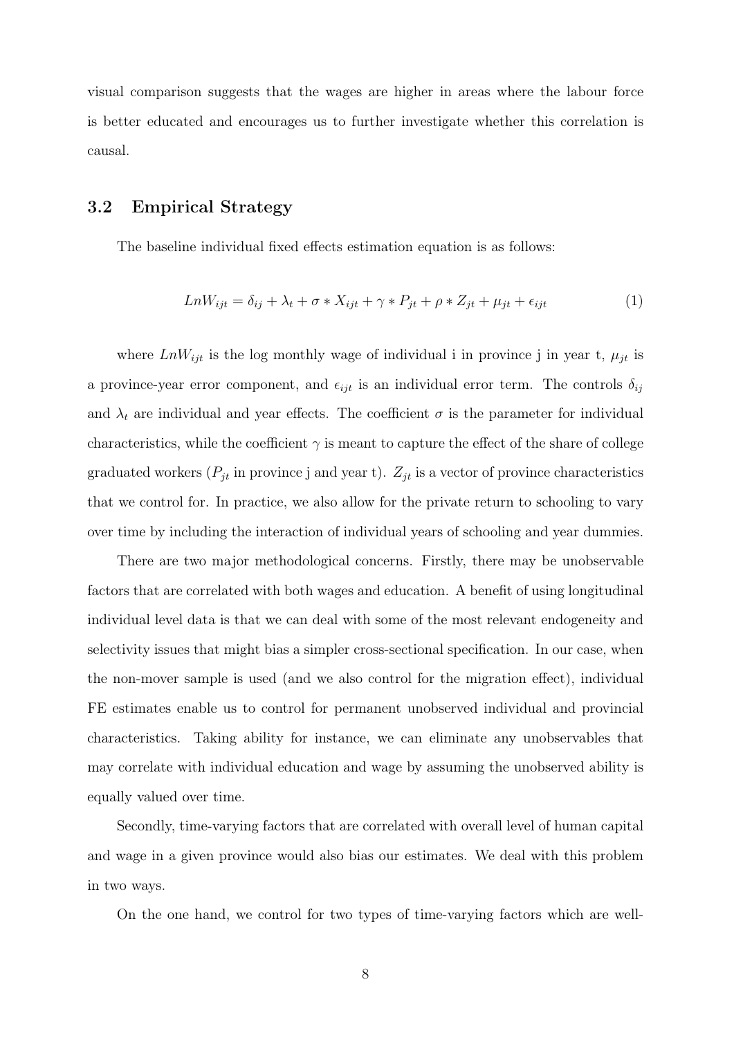visual comparison suggests that the wages are higher in areas where the labour force is better educated and encourages us to further investigate whether this correlation is causal.

### 3.2 Empirical Strategy

The baseline individual fixed effects estimation equation is as follows:

$$LnW_{ijt} = \delta_{ij} + \lambda_t + \sigma * X_{ijt} + \gamma * P_{jt} + \rho * Z_{jt} + \mu_{jt} + \epsilon_{ijt} \tag{1}$$

where $LnW_{ijt}$ is the log monthly wage of individual i in province j in year t, $\mu_{jt}$ is a province-year error component, and $\epsilon_{ijt}$ is an individual error term. The controls $\delta_{ij}$ and $\lambda_t$ are individual and year effects. The coefficient $\sigma$ is the parameter for individual characteristics, while the coefficient $\gamma$ is meant to capture the effect of the share of college graduated workers ($P_{jt}$ in province j and year t). $Z_{jt}$ is a vector of province characteristics that we control for. In practice, we also allow for the private return to schooling to vary over time by including the interaction of individual years of schooling and year dummies.

There are two major methodological concerns. Firstly, there may be unobservable factors that are correlated with both wages and education. A benefit of using longitudinal individual level data is that we can deal with some of the most relevant endogeneity and selectivity issues that might bias a simpler cross-sectional specification. In our case, when the non-mover sample is used (and we also control for the migration effect), individual FE estimates enable us to control for permanent unobserved individual and provincial characteristics. Taking ability for instance, we can eliminate any unobservables that may correlate with individual education and wage by assuming the unobserved ability is equally valued over time.

Secondly, time-varying factors that are correlated with overall level of human capital and wage in a given province would also bias our estimates. We deal with this problem in two ways.

On the one hand, we control for two types of time-varying factors which are well-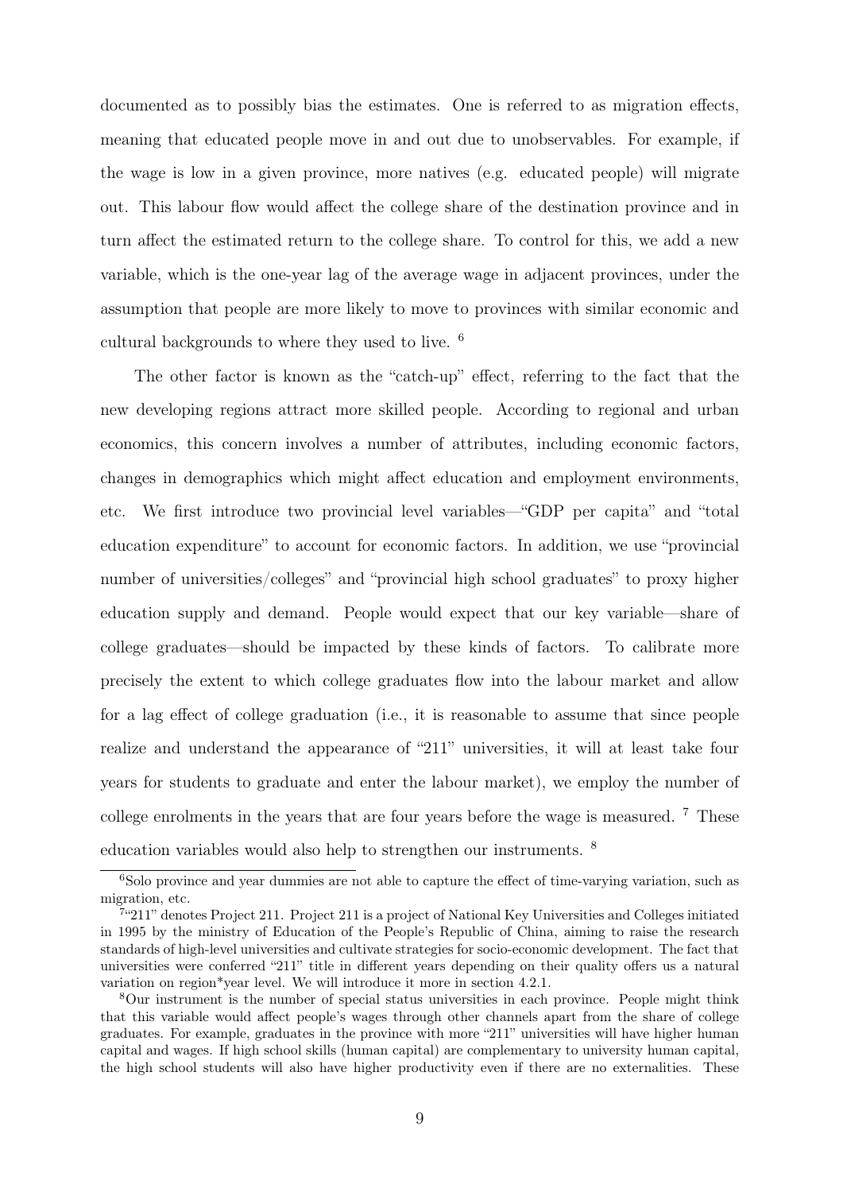documented as to possibly bias the estimates. One is referred to as migration effects, meaning that educated people move in and out due to unobservables. For example, if the wage is low in a given province, more natives (e.g. educated people) will migrate out. This labour flow would affect the college share of the destination province and in turn affect the estimated return to the college share. To control for this, we add a new variable, which is the one-year lag of the average wage in adjacent provinces, under the assumption that people are more likely to move to provinces with similar economic and cultural backgrounds to where they used to live. [6]

The other factor is known as the "catch-up" effect, referring to the fact that the new developing regions attract more skilled people. According to regional and urban economics, this concern involves a number of attributes, including economic factors, changes in demographics which might affect education and employment environments, etc. We first introduce two provincial level variables—"GDP per capita" and "total education expenditure" to account for economic factors. In addition, we use "provincial number of universities/colleges" and "provincial high school graduates" to proxy higher education supply and demand. People would expect that our key variable—share of college graduates—should be impacted by these kinds of factors. To calibrate more precisely the extent to which college graduates flow into the labour market and allow for a lag effect of college graduation (i.e., it is reasonable to assume that since people realize and understand the appearance of "211" universities, it will at least take four years for students to graduate and enter the labour market), we employ the number of college enrolments in the years that are four years before the wage is measured. [7] These education variables would also help to strengthen our instruments. [8]

---

[6] Solo province and year dummies are not able to capture the effect of time-varying variation, such as migration, etc.

[7] "211" denotes Project 211. Project 211 is a project of National Key Universities and Colleges initiated in 1995 by the ministry of Education of the People's Republic of China, aiming to raise the research standards of high-level universities and cultivate strategies for socio-economic development. The fact that universities were conferred "211" title in different years depending on their quality offers us a natural variation on region*year level. We will introduce it more in section 4.2.1.

[8] Our instrument is the number of special status universities in each province. People might think that this variable would affect people's wages through other channels apart from the share of college graduates. For example, graduates in the province with more "211" universities will have higher human capital and wages. If high school skills (human capital) are complementary to university human capital, the high school students will also have higher productivity even if there are no externalities. These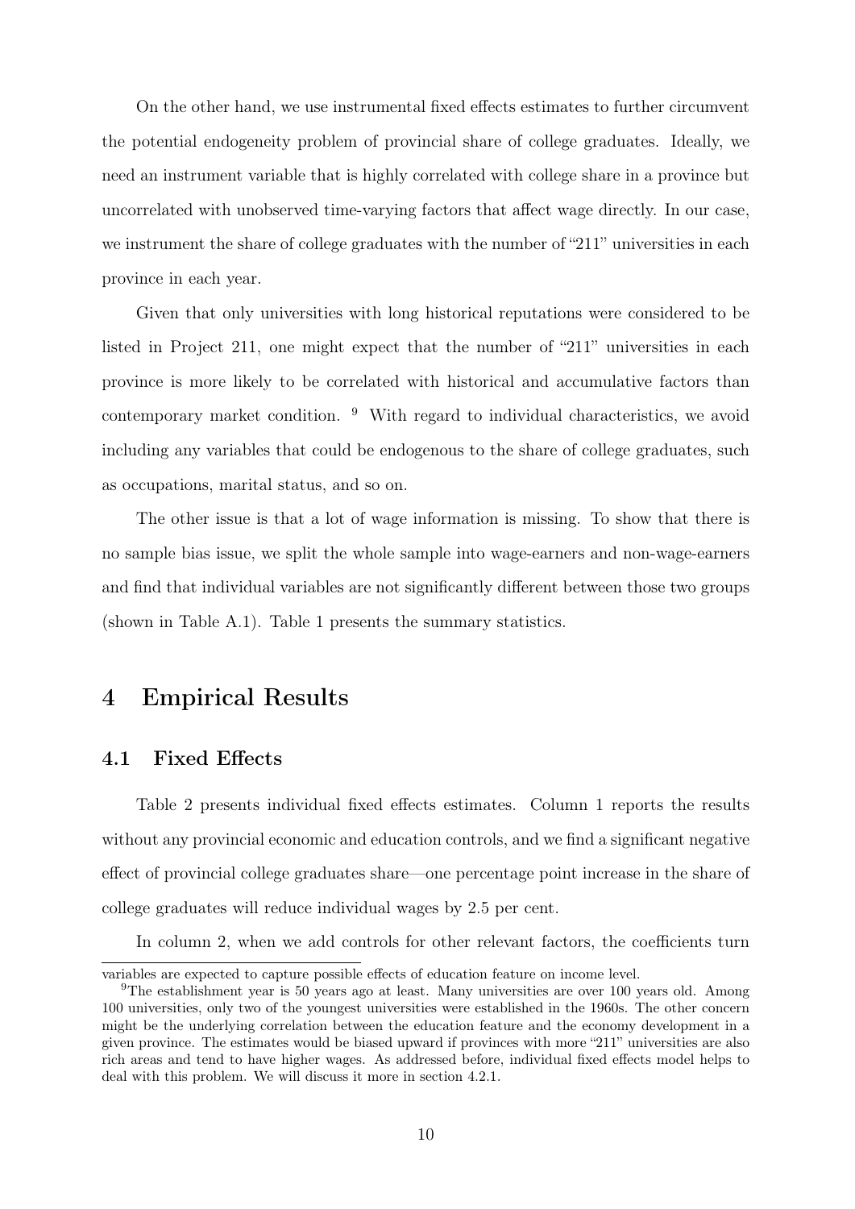On the other hand, we use instrumental fixed effects estimates to further circumvent the potential endogeneity problem of provincial share of college graduates. Ideally, we need an instrument variable that is highly correlated with college share in a province but uncorrelated with unobserved time-varying factors that affect wage directly. In our case, we instrument the share of college graduates with the number of "211" universities in each province in each year.

Given that only universities with long historical reputations were considered to be listed in Project 211, one might expect that the number of "211" universities in each province is more likely to be correlated with historical and accumulative factors than contemporary market condition. [9] With regard to individual characteristics, we avoid including any variables that could be endogenous to the share of college graduates, such as occupations, marital status, and so on.

The other issue is that a lot of wage information is missing. To show that there is no sample bias issue, we split the whole sample into wage-earners and non-wage-earners and find that individual variables are not significantly different between those two groups (shown in Table A.1). Table 1 presents the summary statistics.

# 4 Empirical Results

## 4.1 Fixed Effects

Table 2 presents individual fixed effects estimates. Column 1 reports the results without any provincial economic and education controls, and we find a significant negative effect of provincial college graduates share—one percentage point increase in the share of college graduates will reduce individual wages by 2.5 per cent.

In column 2, when we add controls for other relevant factors, the coefficients turn

---

variables are expected to capture possible effects of education feature on income level.

[9] The establishment year is 50 years ago at least. Many universities are over 100 years old. Among 100 universities, only two of the youngest universities were established in the 1960s. The other concern might be the underlying correlation between the education feature and the economy development in a given province. The estimates would be biased upward if provinces with more "211" universities are also rich areas and tend to have higher wages. As addressed before, individual fixed effects model helps to deal with this problem. We will discuss it more in section 4.2.1.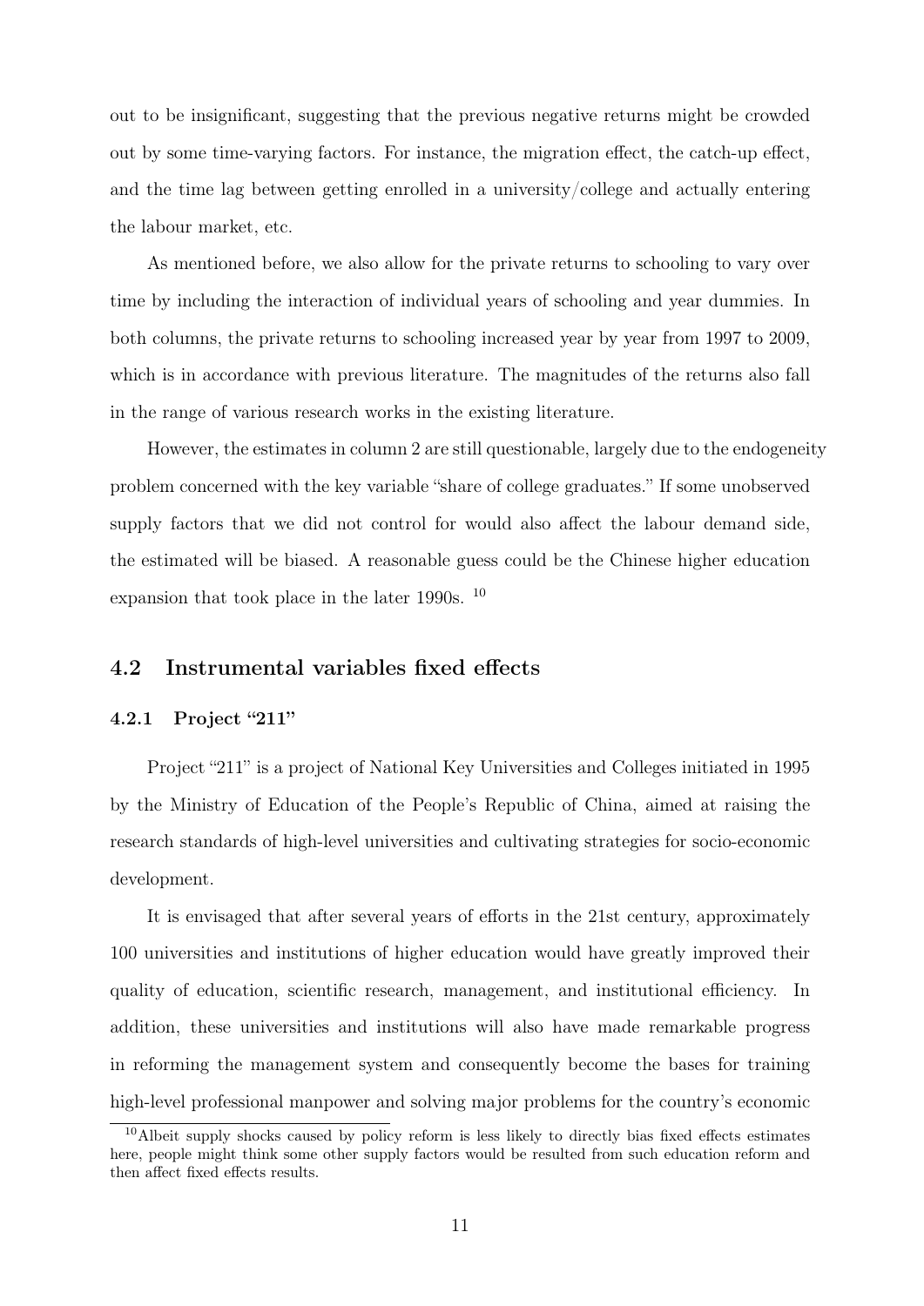out to be insignificant, suggesting that the previous negative returns might be crowded out by some time-varying factors. For instance, the migration effect, the catch-up effect, and the time lag between getting enrolled in a university/college and actually entering the labour market, etc.

As mentioned before, we also allow for the private returns to schooling to vary over time by including the interaction of individual years of schooling and year dummies. In both columns, the private returns to schooling increased year by year from 1997 to 2009, which is in accordance with previous literature. The magnitudes of the returns also fall in the range of various research works in the existing literature.

However, the estimates in column 2 are still questionable, largely due to the endogeneity problem concerned with the key variable "share of college graduates." If some unobserved supply factors that we did not control for would also affect the labour demand side, the estimated will be biased. A reasonable guess could be the Chinese higher education expansion that took place in the later 1990s. [10]

## 4.2 Instrumental variables fixed effects

### 4.2.1 Project "211"

Project "211" is a project of National Key Universities and Colleges initiated in 1995 by the Ministry of Education of the People's Republic of China, aimed at raising the research standards of high-level universities and cultivating strategies for socio-economic development.

It is envisaged that after several years of efforts in the 21st century, approximately 100 universities and institutions of higher education would have greatly improved their quality of education, scientific research, management, and institutional efficiency. In addition, these universities and institutions will also have made remarkable progress in reforming the management system and consequently become the bases for training high-level professional manpower and solving major problems for the country's economic

[10] Albeit supply shocks caused by policy reform is less likely to directly bias fixed effects estimates here, people might think some other supply factors would be resulted from such education reform and then affect fixed effects results.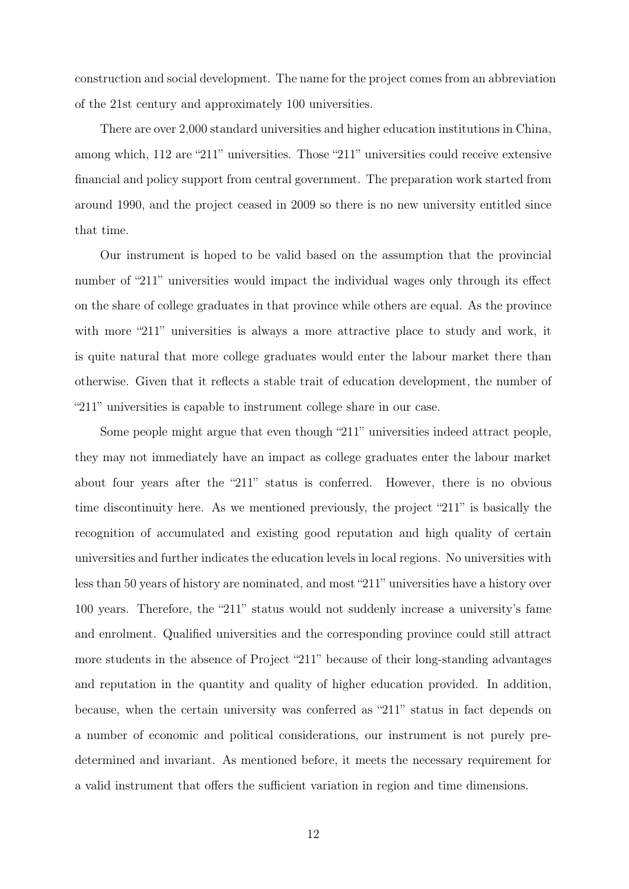construction and social development. The name for the project comes from an abbreviation of the 21st century and approximately 100 universities.

There are over 2,000 standard universities and higher education institutions in China, among which, 112 are "211" universities. Those "211" universities could receive extensive financial and policy support from central government. The preparation work started from around 1990, and the project ceased in 2009 so there is no new university entitled since that time.

Our instrument is hoped to be valid based on the assumption that the provincial number of "211" universities would impact the individual wages only through its effect on the share of college graduates in that province while others are equal. As the province with more "211" universities is always a more attractive place to study and work, it is quite natural that more college graduates would enter the labour market there than otherwise. Given that it reflects a stable trait of education development, the number of "211" universities is capable to instrument college share in our case.

Some people might argue that even though "211" universities indeed attract people, they may not immediately have an impact as college graduates enter the labour market about four years after the "211" status is conferred. However, there is no obvious time discontinuity here. As we mentioned previously, the project "211" is basically the recognition of accumulated and existing good reputation and high quality of certain universities and further indicates the education levels in local regions. No universities with less than 50 years of history are nominated, and most "211" universities have a history over 100 years. Therefore, the "211" status would not suddenly increase a university's fame and enrolment. Qualified universities and the corresponding province could still attract more students in the absence of Project "211" because of their long-standing advantages and reputation in the quantity and quality of higher education provided. In addition, because, when the certain university was conferred as "211" status in fact depends on a number of economic and political considerations, our instrument is not purely predetermined and invariant. As mentioned before, it meets the necessary requirement for a valid instrument that offers the sufficient variation in region and time dimensions.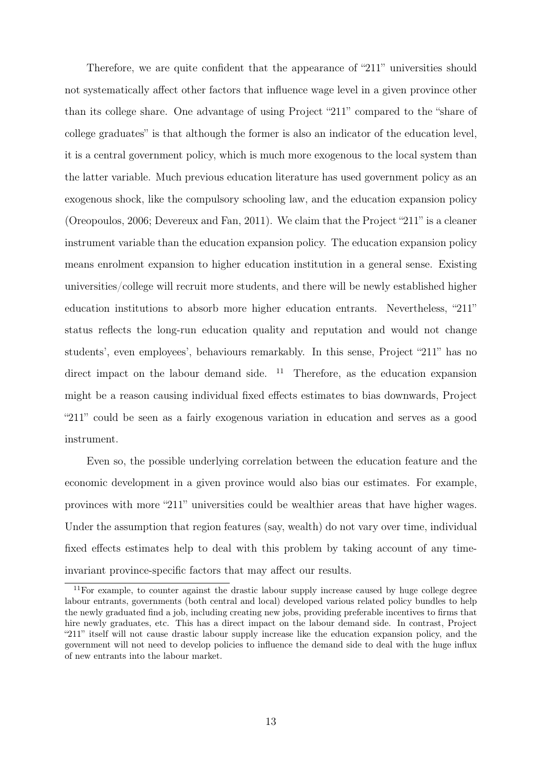Therefore, we are quite confident that the appearance of "211" universities should not systematically affect other factors that influence wage level in a given province other than its college share. One advantage of using Project "211" compared to the "share of college graduates" is that although the former is also an indicator of the education level, it is a central government policy, which is much more exogenous to the local system than the latter variable. Much previous education literature has used government policy as an exogenous shock, like the compulsory schooling law, and the education expansion policy (Oreopoulos, 2006; Devereux and Fan, 2011). We claim that the Project "211" is a cleaner instrument variable than the education expansion policy. The education expansion policy means enrolment expansion to higher education institution in a general sense. Existing universities/college will recruit more students, and there will be newly established higher education institutions to absorb more higher education entrants. Nevertheless, "211" status reflects the long-run education quality and reputation and would not change students', even employees', behaviours remarkably. In this sense, Project "211" has no direct impact on the labour demand side. [11] Therefore, as the education expansion might be a reason causing individual fixed effects estimates to bias downwards, Project "211" could be seen as a fairly exogenous variation in education and serves as a good instrument.

Even so, the possible underlying correlation between the education feature and the economic development in a given province would also bias our estimates. For example, provinces with more "211" universities could be wealthier areas that have higher wages. Under the assumption that region features (say, wealth) do not vary over time, individual fixed effects estimates help to deal with this problem by taking account of any time-invariant province-specific factors that may affect our results.

[11] For example, to counter against the drastic labour supply increase caused by huge college degree labour entrants, governments (both central and local) developed various related policy bundles to help the newly graduated find a job, including creating new jobs, providing preferable incentives to firms that hire newly graduates, etc. This has a direct impact on the labour demand side. In contrast, Project "211" itself will not cause drastic labour supply increase like the education expansion policy, and the government will not need to develop policies to influence the demand side to deal with the huge influx of new entrants into the labour market.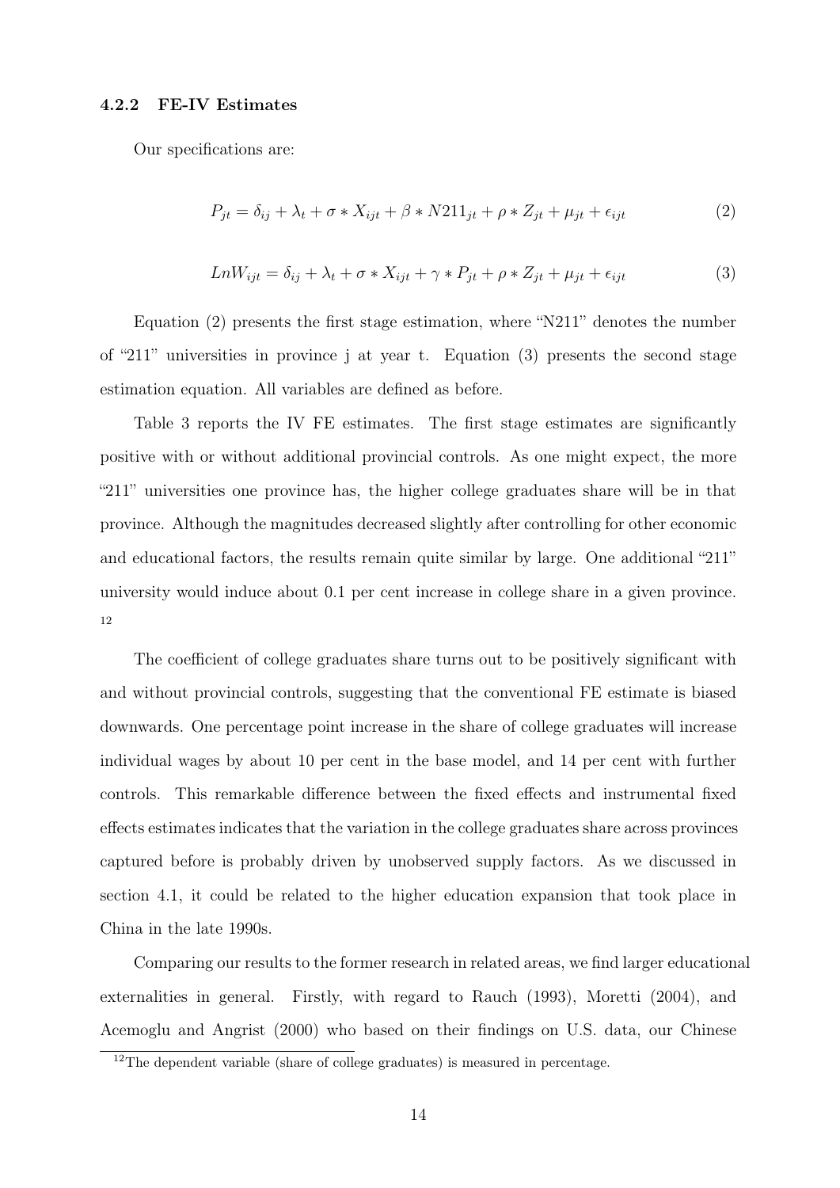#### 4.2.2 FE-IV Estimates

Our specifications are:

$$P_{jt} = \delta_{ij} + \lambda_t + \sigma * X_{ijt} + \beta * N211_{jt} + \rho * Z_{jt} + \mu_{jt} + \epsilon_{ijt} \tag{2}$$

$$LnW_{ijt} = \delta_{ij} + \lambda_t + \sigma * X_{ijt} + \gamma * P_{jt} + \rho * Z_{jt} + \mu_{jt} + \epsilon_{ijt} \tag{3}$$

Equation (2) presents the first stage estimation, where "N211" denotes the number of "211" universities in province j at year t. Equation (3) presents the second stage estimation equation. All variables are defined as before.

Table 3 reports the IV FE estimates. The first stage estimates are significantly positive with or without additional provincial controls. As one might expect, the more "211" universities one province has, the higher college graduates share will be in that province. Although the magnitudes decreased slightly after controlling for other economic and educational factors, the results remain quite similar by large. One additional "211" university would induce about 0.1 per cent increase in college share in a given province. [12]

The coefficient of college graduates share turns out to be positively significant with and without provincial controls, suggesting that the conventional FE estimate is biased downwards. One percentage point increase in the share of college graduates will increase individual wages by about 10 per cent in the base model, and 14 per cent with further controls. This remarkable difference between the fixed effects and instrumental fixed effects estimates indicates that the variation in the college graduates share across provinces captured before is probably driven by unobserved supply factors. As we discussed in section 4.1, it could be related to the higher education expansion that took place in China in the late 1990s.

Comparing our results to the former research in related areas, we find larger educational externalities in general. Firstly, with regard to Rauch (1993), Moretti (2004), and Acemoglu and Angrist (2000) who based on their findings on U.S. data, our Chinese

[12] The dependent variable (share of college graduates) is measured in percentage.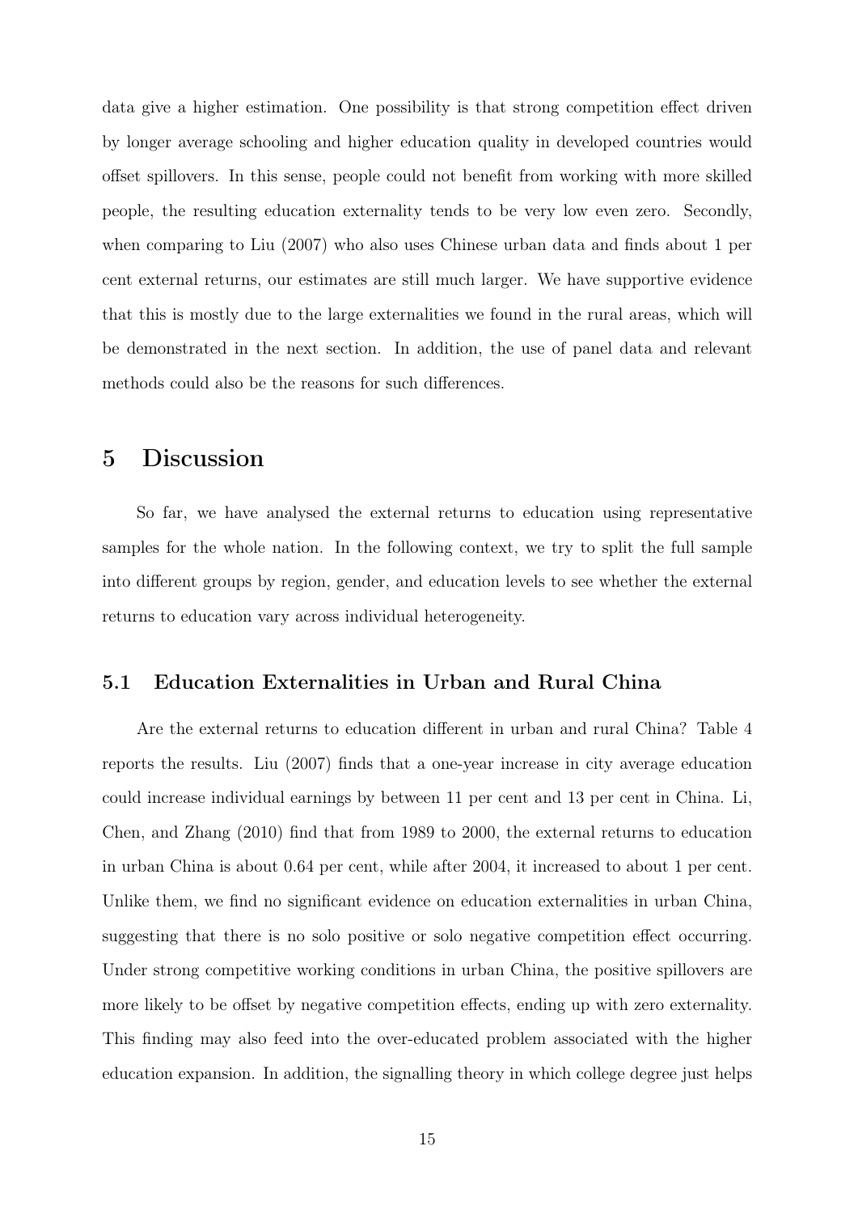data give a higher estimation. One possibility is that strong competition effect driven by longer average schooling and higher education quality in developed countries would offset spillovers. In this sense, people could not benefit from working with more skilled people, the resulting education externality tends to be very low even zero. Secondly, when comparing to Liu (2007) who also uses Chinese urban data and finds about 1 per cent external returns, our estimates are still much larger. We have supportive evidence that this is mostly due to the large externalities we found in the rural areas, which will be demonstrated in the next section. In addition, the use of panel data and relevant methods could also be the reasons for such differences.

# 5 Discussion

So far, we have analysed the external returns to education using representative samples for the whole nation. In the following context, we try to split the full sample into different groups by region, gender, and education levels to see whether the external returns to education vary across individual heterogeneity.

## 5.1 Education Externalities in Urban and Rural China

Are the external returns to education different in urban and rural China? Table 4 reports the results. Liu (2007) finds that a one-year increase in city average education could increase individual earnings by between 11 per cent and 13 per cent in China. Li, Chen, and Zhang (2010) find that from 1989 to 2000, the external returns to education in urban China is about 0.64 per cent, while after 2004, it increased to about 1 per cent. Unlike them, we find no significant evidence on education externalities in urban China, suggesting that there is no solo positive or solo negative competition effect occurring. Under strong competitive working conditions in urban China, the positive spillovers are more likely to be offset by negative competition effects, ending up with zero externality. This finding may also feed into the over-educated problem associated with the higher education expansion. In addition, the signalling theory in which college degree just helps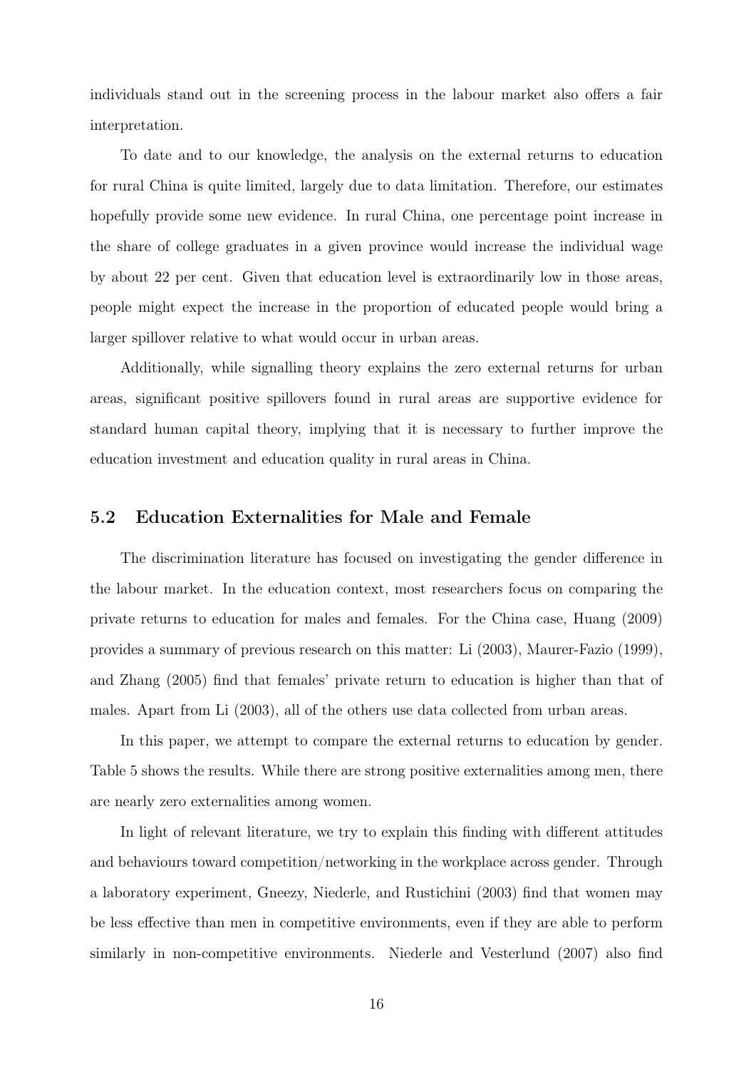individuals stand out in the screening process in the labour market also offers a fair interpretation.

To date and to our knowledge, the analysis on the external returns to education for rural China is quite limited, largely due to data limitation. Therefore, our estimates hopefully provide some new evidence. In rural China, one percentage point increase in the share of college graduates in a given province would increase the individual wage by about 22 per cent. Given that education level is extraordinarily low in those areas, people might expect the increase in the proportion of educated people would bring a larger spillover relative to what would occur in urban areas.

Additionally, while signalling theory explains the zero external returns for urban areas, significant positive spillovers found in rural areas are supportive evidence for standard human capital theory, implying that it is necessary to further improve the education investment and education quality in rural areas in China.

## 5.2 Education Externalities for Male and Female

The discrimination literature has focused on investigating the gender difference in the labour market. In the education context, most researchers focus on comparing the private returns to education for males and females. For the China case, Huang (2009) provides a summary of previous research on this matter: Li (2003), Maurer-Fazio (1999), and Zhang (2005) find that females' private return to education is higher than that of males. Apart from Li (2003), all of the others use data collected from urban areas.

In this paper, we attempt to compare the external returns to education by gender. Table 5 shows the results. While there are strong positive externalities among men, there are nearly zero externalities among women.

In light of relevant literature, we try to explain this finding with different attitudes and behaviours toward competition/networking in the workplace across gender. Through a laboratory experiment, Gneezy, Niederle, and Rustichini (2003) find that women may be less effective than men in competitive environments, even if they are able to perform similarly in non-competitive environments. Niederle and Vesterlund (2007) also find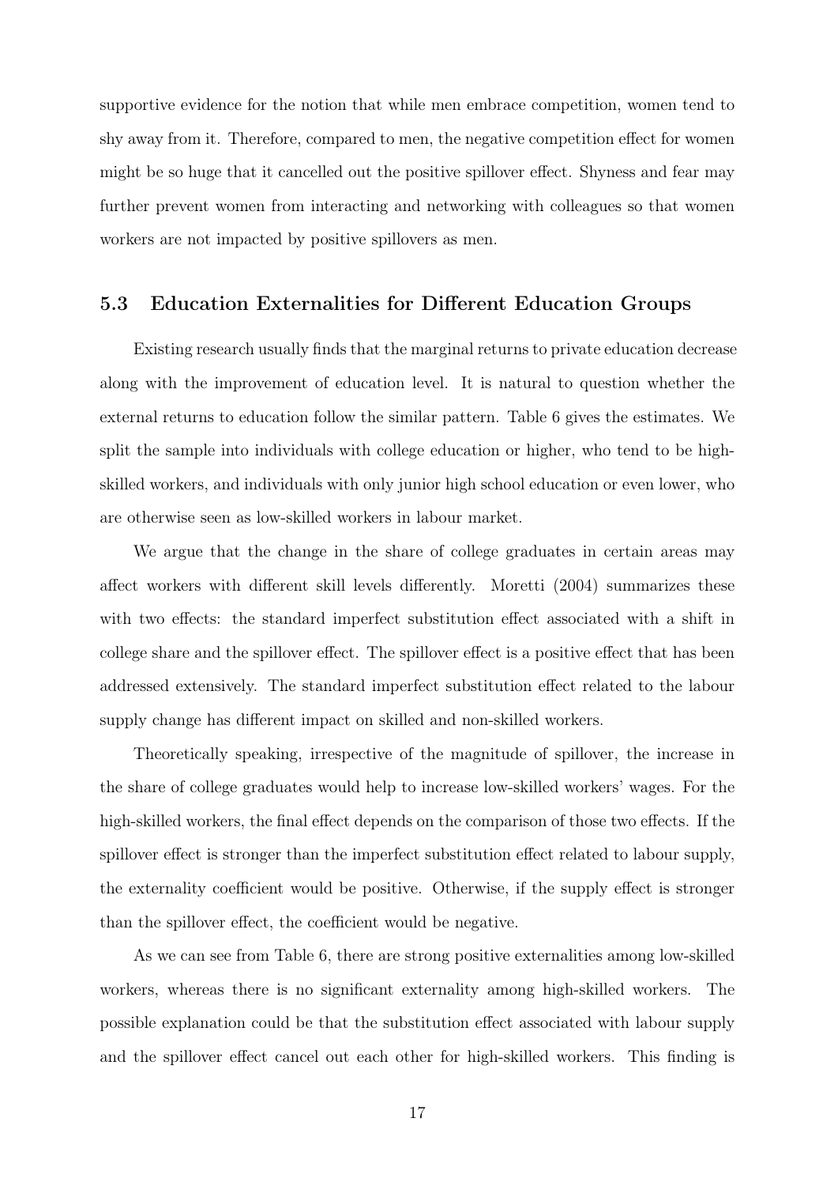supportive evidence for the notion that while men embrace competition, women tend to shy away from it. Therefore, compared to men, the negative competition effect for women might be so huge that it cancelled out the positive spillover effect. Shyness and fear may further prevent women from interacting and networking with colleagues so that women workers are not impacted by positive spillovers as men.

### 5.3 Education Externalities for Different Education Groups

Existing research usually finds that the marginal returns to private education decrease along with the improvement of education level. It is natural to question whether the external returns to education follow the similar pattern. Table 6 gives the estimates. We split the sample into individuals with college education or higher, who tend to be high-skilled workers, and individuals with only junior high school education or even lower, who are otherwise seen as low-skilled workers in labour market.

We argue that the change in the share of college graduates in certain areas may affect workers with different skill levels differently. Moretti (2004) summarizes these with two effects: the standard imperfect substitution effect associated with a shift in college share and the spillover effect. The spillover effect is a positive effect that has been addressed extensively. The standard imperfect substitution effect related to the labour supply change has different impact on skilled and non-skilled workers.

Theoretically speaking, irrespective of the magnitude of spillover, the increase in the share of college graduates would help to increase low-skilled workers' wages. For the high-skilled workers, the final effect depends on the comparison of those two effects. If the spillover effect is stronger than the imperfect substitution effect related to labour supply, the externality coefficient would be positive. Otherwise, if the supply effect is stronger than the spillover effect, the coefficient would be negative.

As we can see from Table 6, there are strong positive externalities among low-skilled workers, whereas there is no significant externality among high-skilled workers. The possible explanation could be that the substitution effect associated with labour supply and the spillover effect cancel out each other for high-skilled workers. This finding is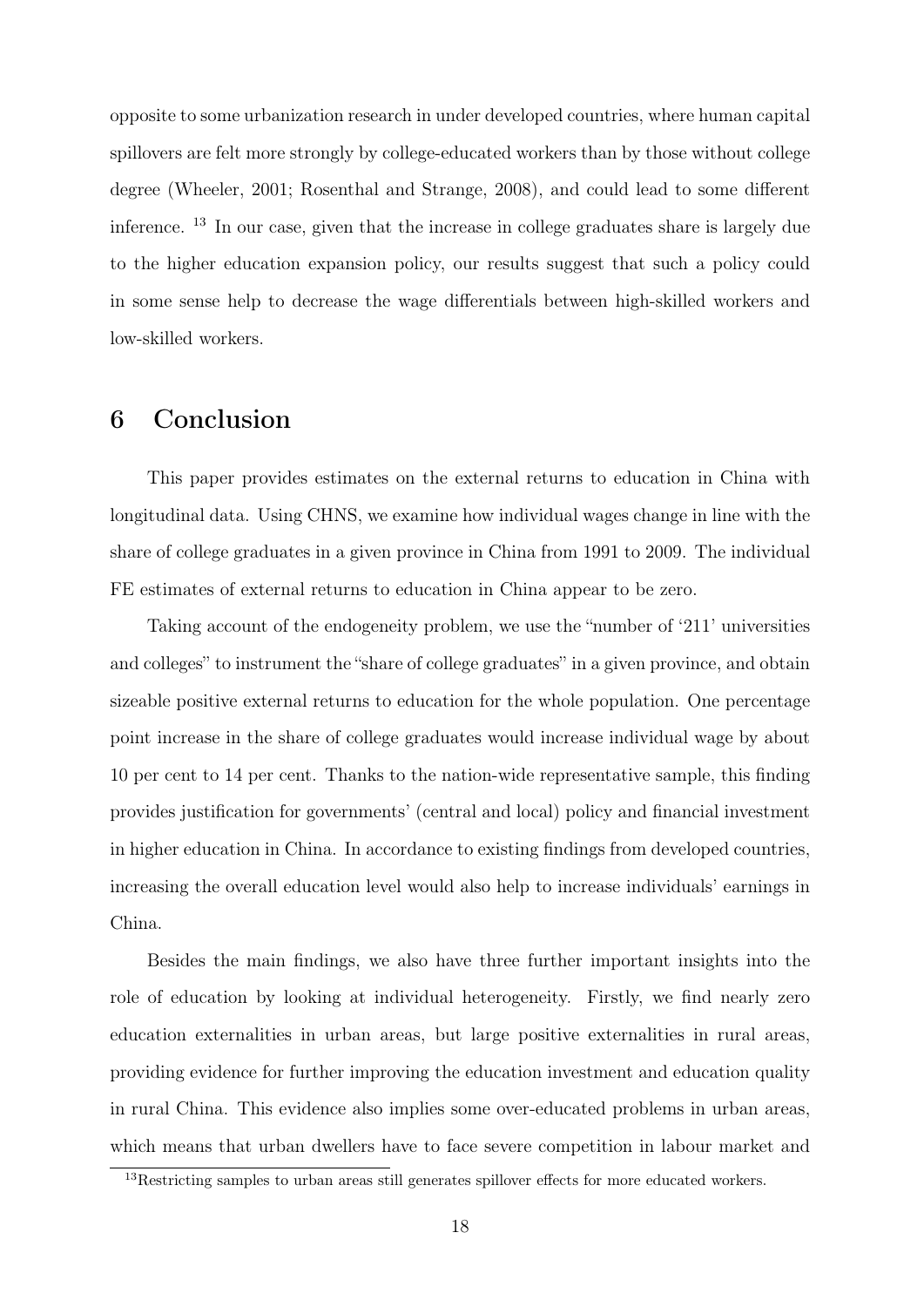opposite to some urbanization research in under developed countries, where human capital spillovers are felt more strongly by college-educated workers than by those without college degree (Wheeler, 2001; Rosenthal and Strange, 2008), and could lead to some different inference. [13] In our case, given that the increase in college graduates share is largely due to the higher education expansion policy, our results suggest that such a policy could in some sense help to decrease the wage differentials between high-skilled workers and low-skilled workers.

# 6 Conclusion

This paper provides estimates on the external returns to education in China with longitudinal data. Using CHNS, we examine how individual wages change in line with the share of college graduates in a given province in China from 1991 to 2009. The individual FE estimates of external returns to education in China appear to be zero.

Taking account of the endogeneity problem, we use the "number of '211' universities and colleges" to instrument the "share of college graduates" in a given province, and obtain sizeable positive external returns to education for the whole population. One percentage point increase in the share of college graduates would increase individual wage by about 10 per cent to 14 per cent. Thanks to the nation-wide representative sample, this finding provides justification for governments' (central and local) policy and financial investment in higher education in China. In accordance to existing findings from developed countries, increasing the overall education level would also help to increase individuals' earnings in China.

Besides the main findings, we also have three further important insights into the role of education by looking at individual heterogeneity. Firstly, we find nearly zero education externalities in urban areas, but large positive externalities in rural areas, providing evidence for further improving the education investment and education quality in rural China. This evidence also implies some over-educated problems in urban areas, which means that urban dwellers have to face severe competition in labour market and

[13] Restricting samples to urban areas still generates spillover effects for more educated workers.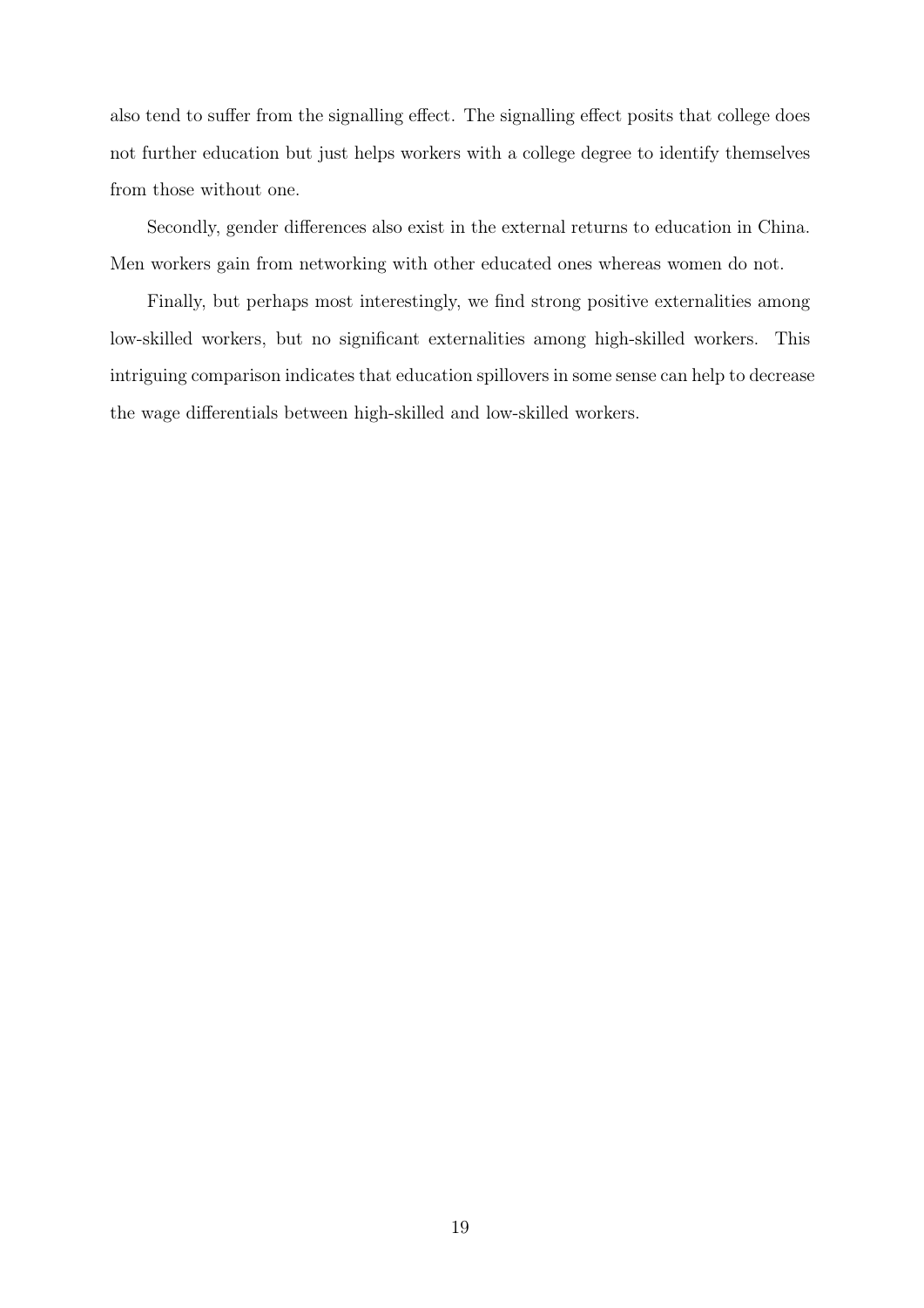also tend to suffer from the signalling effect. The signalling effect posits that college does not further education but just helps workers with a college degree to identify themselves from those without one.

Secondly, gender differences also exist in the external returns to education in China. Men workers gain from networking with other educated ones whereas women do not.

Finally, but perhaps most interestingly, we find strong positive externalities among low-skilled workers, but no significant externalities among high-skilled workers. This intriguing comparison indicates that education spillovers in some sense can help to decrease the wage differentials between high-skilled and low-skilled workers.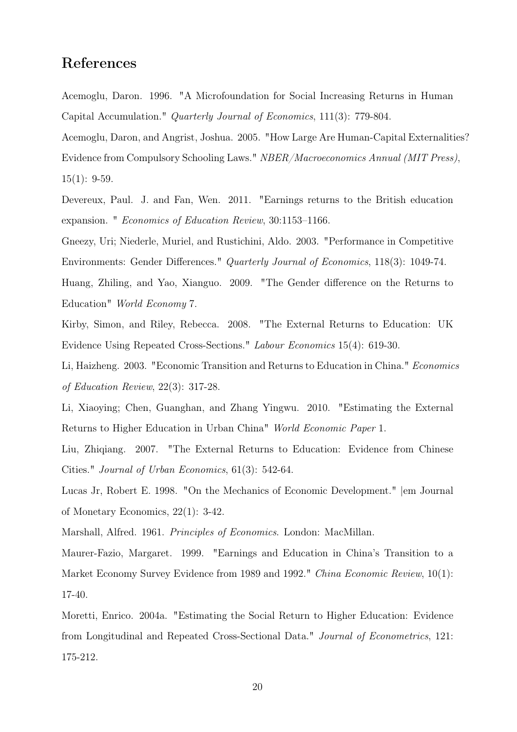## References

Acemoglu, Daron. 1996. "A Microfoundation for Social Increasing Returns in Human Capital Accumulation." *Quarterly Journal of Economics*, 111(3): 779-804.

Acemoglu, Daron, and Angrist, Joshua. 2005. "How Large Are Human-Capital Externalities? Evidence from Compulsory Schooling Laws." *NBER/Macroeconomics Annual (MIT Press)*, 15(1): 9-59.

Devereux, Paul. J. and Fan, Wen. 2011. "Earnings returns to the British education expansion. " *Economics of Education Review*, 30:1153–1166.

Gneezy, Uri; Niederle, Muriel, and Rustichini, Aldo. 2003. "Performance in Competitive Environments: Gender Differences." *Quarterly Journal of Economics*, 118(3): 1049-74.

Huang, Zhiling, and Yao, Xianguo. 2009. "The Gender difference on the Returns to Education" *World Economy* 7.

Kirby, Simon, and Riley, Rebecca. 2008. "The External Returns to Education: UK Evidence Using Repeated Cross-Sections." *Labour Economics* 15(4): 619-30.

Li, Haizheng. 2003. "Economic Transition and Returns to Education in China." *Economics of Education Review*, 22(3): 317-28.

Li, Xiaoying; Chen, Guanghan, and Zhang Yingwu. 2010. "Estimating the External Returns to Higher Education in Urban China" *World Economic Paper* 1.

Liu, Zhiqiang. 2007. "The External Returns to Education: Evidence from Chinese Cities." *Journal of Urban Economics*, 61(3): 542-64.

Lucas Jr, Robert E. 1998. "On the Mechanics of Economic Development." |em Journal of Monetary Economics, 22(1): 3-42.

Marshall, Alfred. 1961. *Principles of Economics*. London: MacMillan.

Maurer-Fazio, Margaret. 1999. "Earnings and Education in China's Transition to a Market Economy Survey Evidence from 1989 and 1992." *China Economic Review*, 10(1): 17-40.

Moretti, Enrico. 2004a. "Estimating the Social Return to Higher Education: Evidence from Longitudinal and Repeated Cross-Sectional Data." *Journal of Econometrics*, 121: 175-212.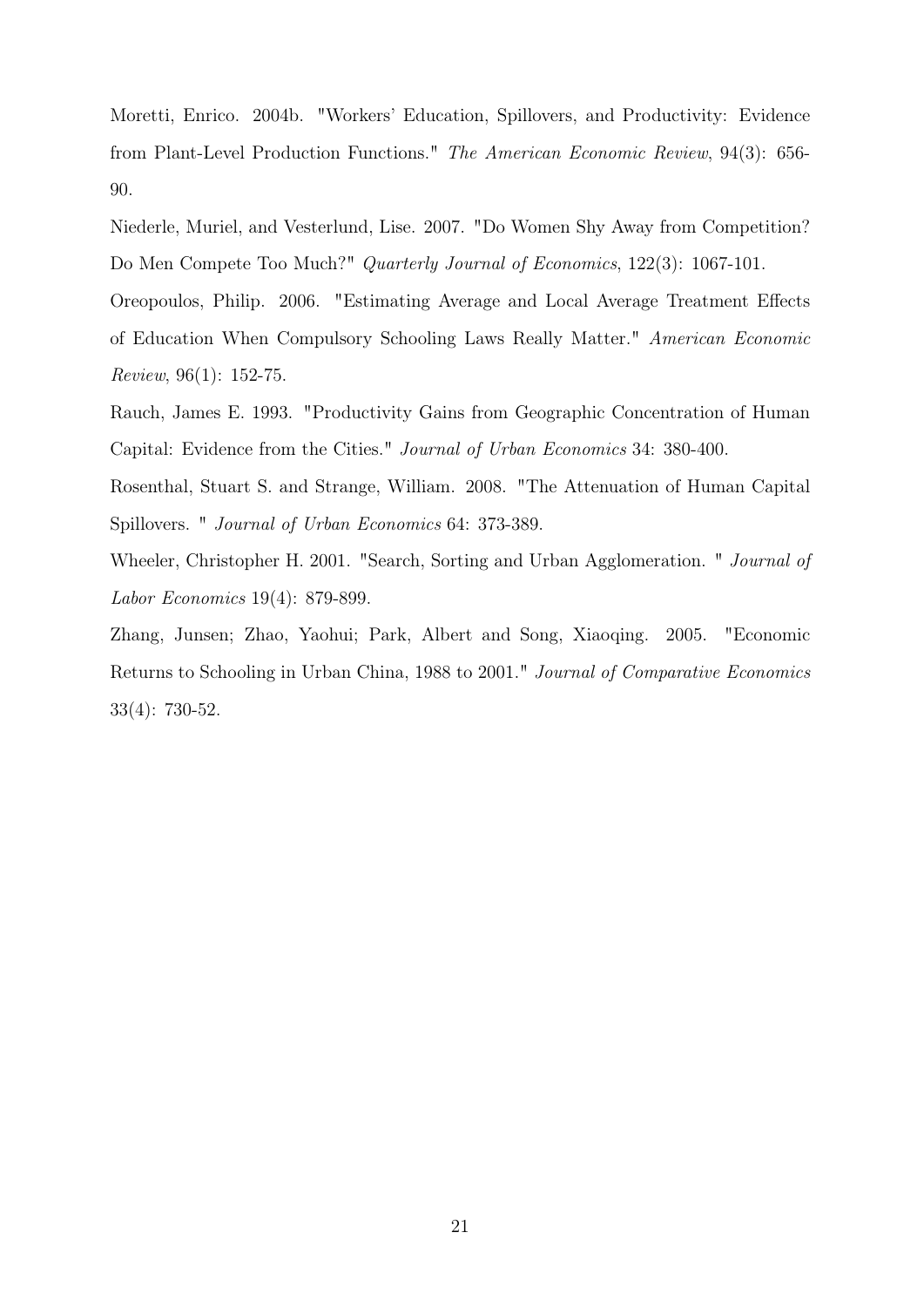Moretti, Enrico. 2004b. "Workers' Education, Spillovers, and Productivity: Evidence from Plant-Level Production Functions." *The American Economic Review*, 94(3): 656-90.

Niederle, Muriel, and Vesterlund, Lise. 2007. "Do Women Shy Away from Competition? Do Men Compete Too Much?" *Quarterly Journal of Economics*, 122(3): 1067-101.

Oreopoulos, Philip. 2006. "Estimating Average and Local Average Treatment Effects of Education When Compulsory Schooling Laws Really Matter." *American Economic Review*, 96(1): 152-75.

Rauch, James E. 1993. "Productivity Gains from Geographic Concentration of Human Capital: Evidence from the Cities." *Journal of Urban Economics* 34: 380-400.

Rosenthal, Stuart S. and Strange, William. 2008. "The Attenuation of Human Capital Spillovers. " *Journal of Urban Economics* 64: 373-389.

Wheeler, Christopher H. 2001. "Search, Sorting and Urban Agglomeration. " *Journal of Labor Economics* 19(4): 879-899.

Zhang, Junsen; Zhao, Yaohui; Park, Albert and Song, Xiaoqing. 2005. "Economic Returns to Schooling in Urban China, 1988 to 2001." *Journal of Comparative Economics* 33(4): 730-52.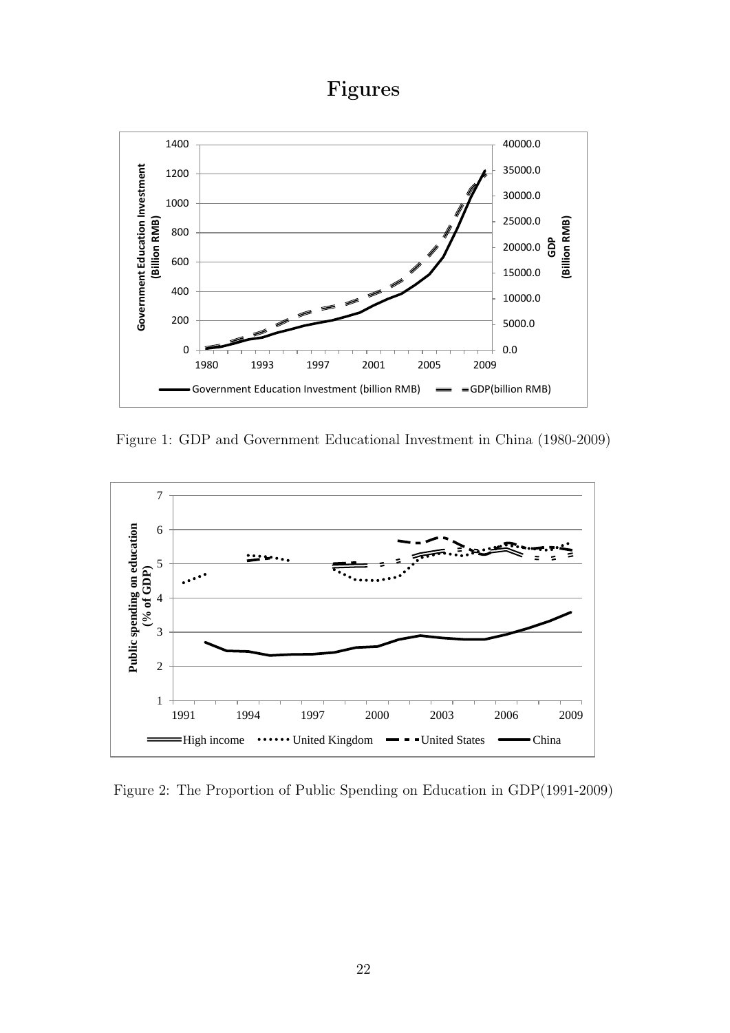# Figures

Figure 1: GDP and Government Educational Investment in China (1980-2009)

Figure 2: The Proportion of Public Spending on Education in GDP(1991-2009)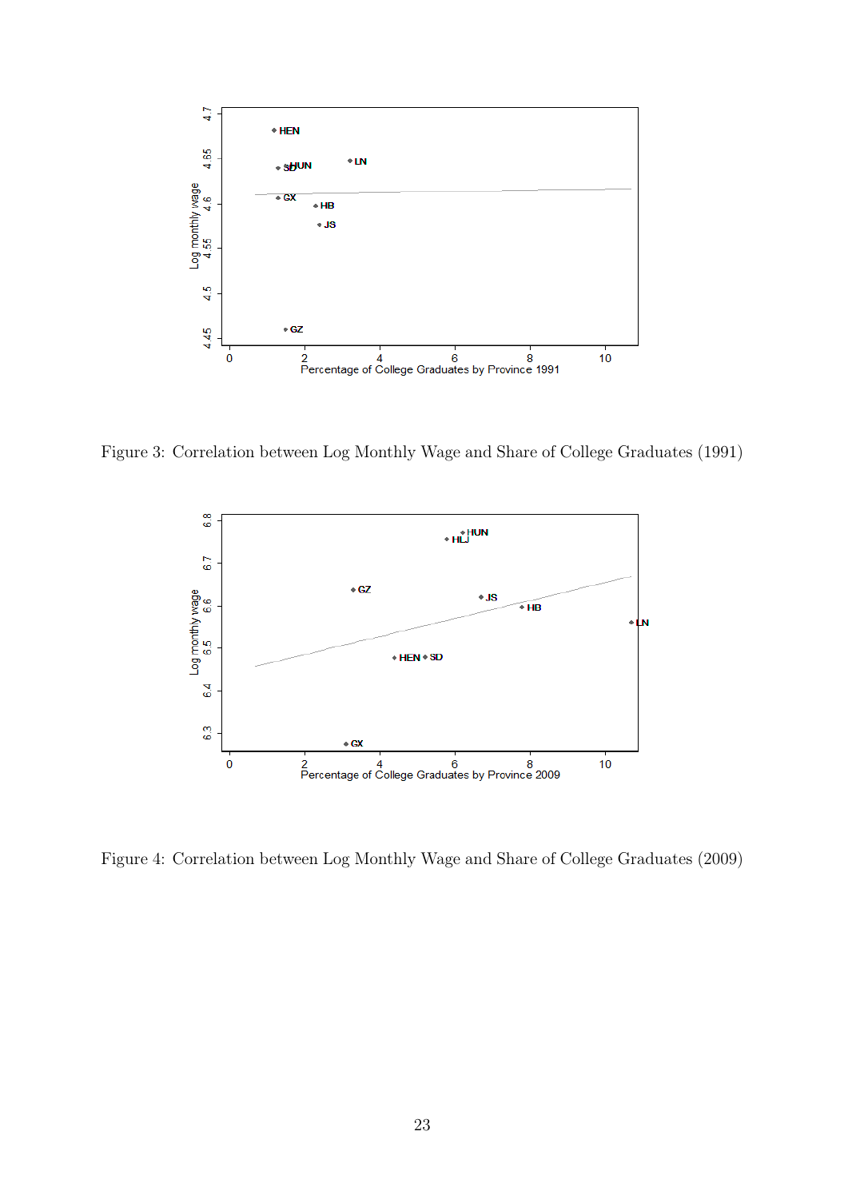Figure 3: Correlation between Log Monthly Wage and Share of College Graduates (1991)

Figure 4: Correlation between Log Monthly Wage and Share of College Graduates (2009)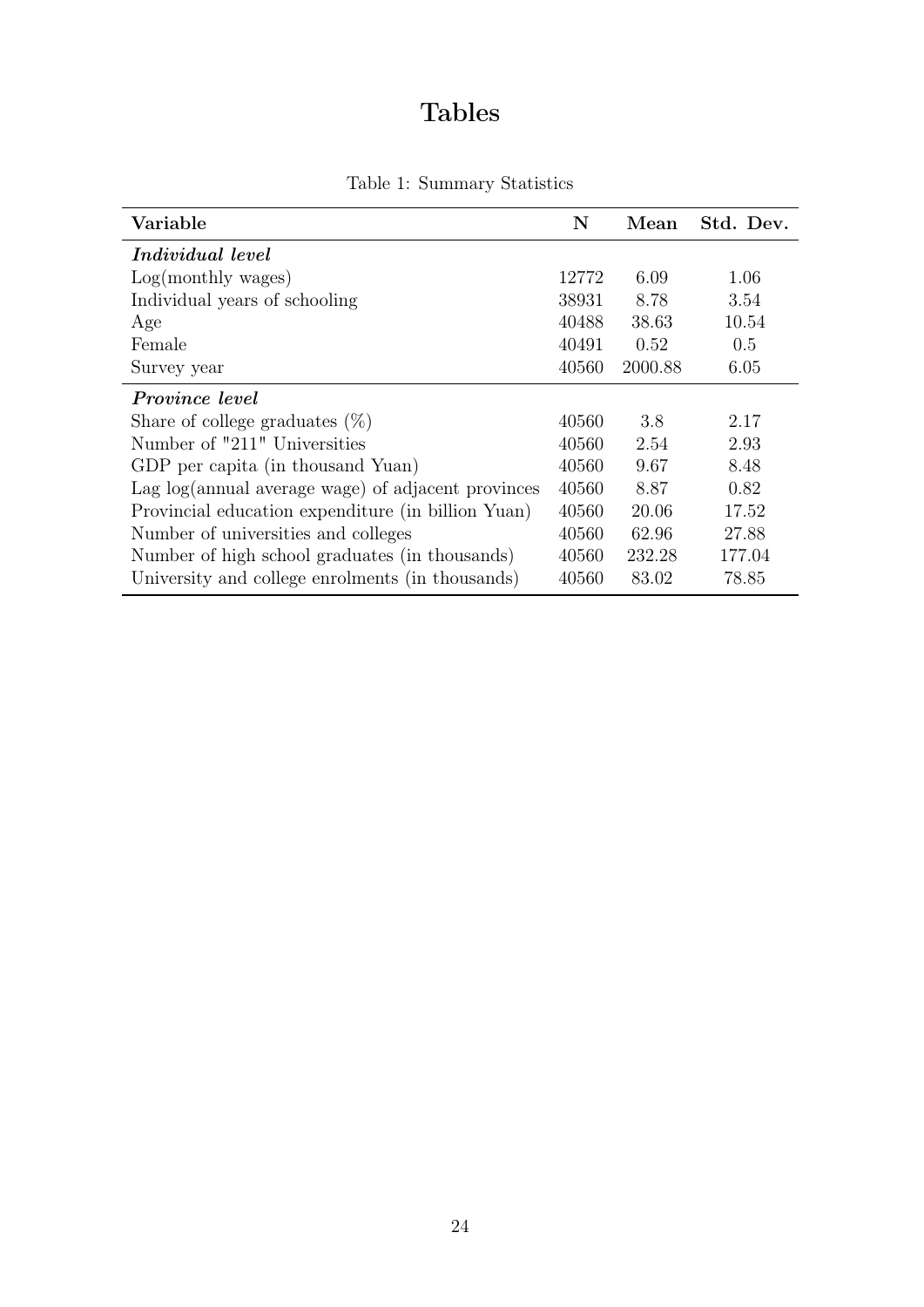# Tables

Table 1: Summary Statistics

| Variable | N | Mean | Std. Dev. |
|---|---|---|---|
| ***Individual level*** | | | |
| Log(monthly wages) | 12772 | 6.09 | 1.06 |
| Individual years of schooling | 38931 | 8.78 | 3.54 |
| Age | 40488 | 38.63 | 10.54 |
| Female | 40491 | 0.52 | 0.5 |
| Survey year | 40560 | 2000.88 | 6.05 |
| ***Province level*** | | | |
| Share of college graduates (%) | 40560 | 3.8 | 2.17 |
| Number of "211" Universities | 40560 | 2.54 | 2.93 |
| GDP per capita (in thousand Yuan) | 40560 | 9.67 | 8.48 |
| Lag log(annual average wage) of adjacent provinces | 40560 | 8.87 | 0.82 |
| Provincial education expenditure (in billion Yuan) | 40560 | 20.06 | 17.52 |
| Number of universities and colleges | 40560 | 62.96 | 27.88 |
| Number of high school graduates (in thousands) | 40560 | 232.28 | 177.04 |
| University and college enrolments (in thousands) | 40560 | 83.02 | 78.85 |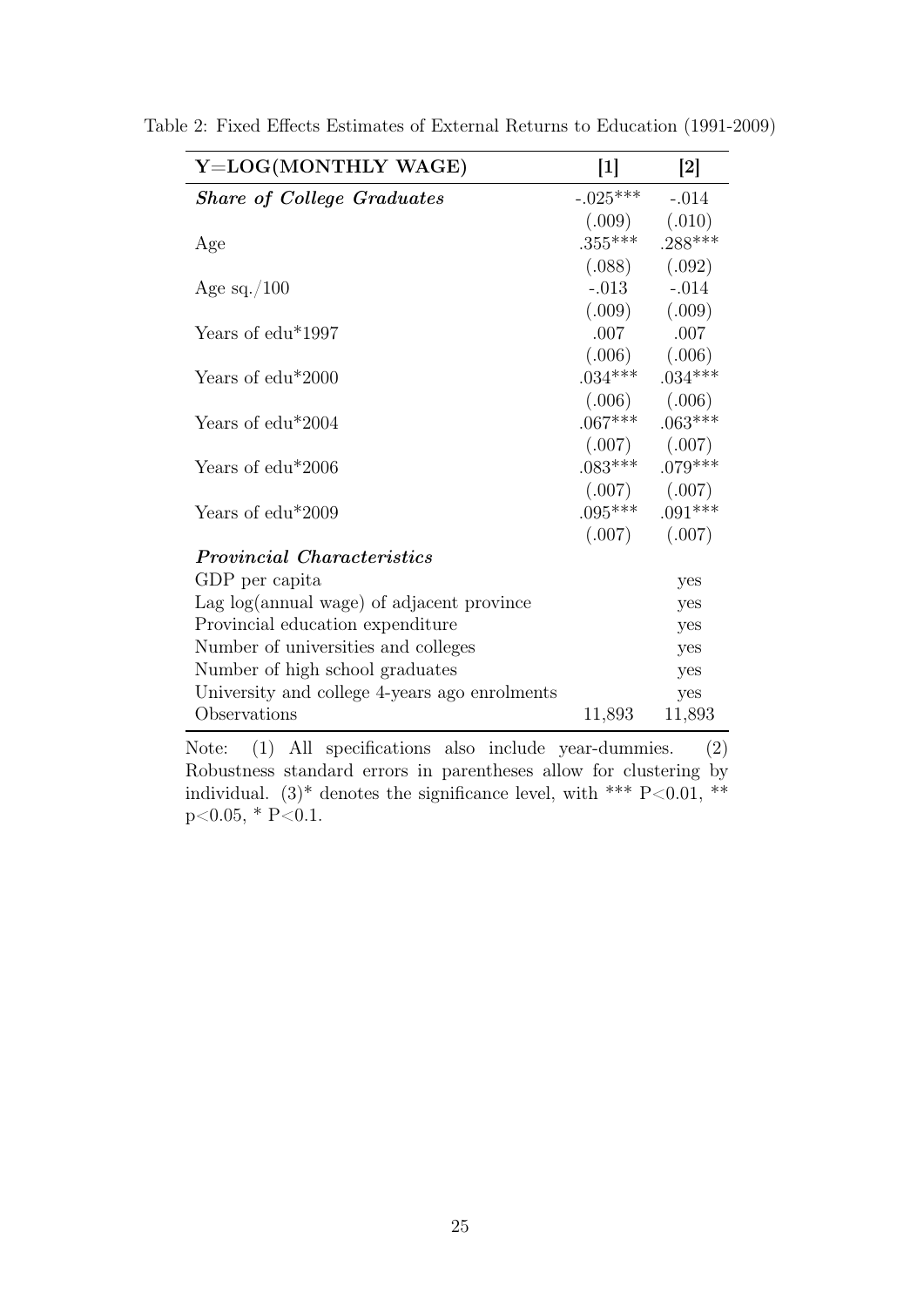Table 2: Fixed Effects Estimates of External Returns to Education (1991-2009)

| Y=LOG(MONTHLY WAGE) | [1] | [2] |
|---|---|---|
| ***Share of College Graduates*** | -.025*** | -.014 |
| | (.009) | (.010) |
| Age | .355*** | .288*** |
| | (.088) | (.092) |
| Age sq./100 | -.013 | -.014 |
| | (.009) | (.009) |
| Years of edu*1997 | .007 | .007 |
| | (.006) | (.006) |
| Years of edu*2000 | .034*** | .034*** |
| | (.006) | (.006) |
| Years of edu*2004 | .067*** | .063*** |
| | (.007) | (.007) |
| Years of edu*2006 | .083*** | .079*** |
| | (.007) | (.007) |
| Years of edu*2009 | .095*** | .091*** |
| | (.007) | (.007) |
| ***Provincial Characteristics*** | | |
| GDP per capita | | yes |
| Lag log(annual wage) of adjacent province | | yes |
| Provincial education expenditure | | yes |
| Number of universities and colleges | | yes |
| Number of high school graduates | | yes |
| University and college 4-years ago enrolments | | yes |
| Observations | 11,893 | 11,893 |

Note: (1) All specifications also include year-dummies. (2) Robustness standard errors in parentheses allow for clustering by individual. (3)* denotes the significance level, with *** P<0.01, ** p<0.05, * P<0.1.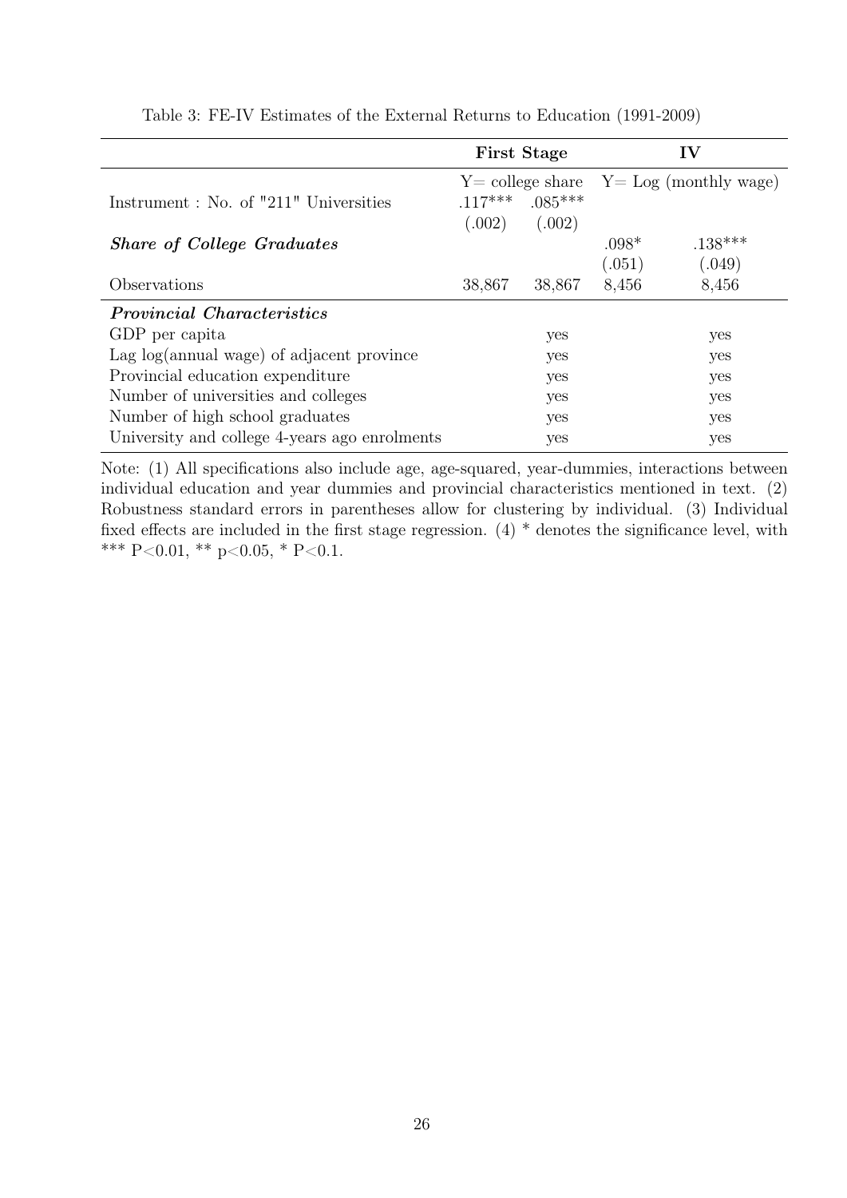Table 3: FE-IV Estimates of the External Returns to Education (1991-2009)

| | First Stage | | IV | |
|---|---|---|---|---|
| | Y= college share | | Y= Log (monthly wage) | |
| Instrument : No. of "211" Universities | .117*** | .085*** | | |
| | (.002) | (.002) | | |
| ***Share of College Graduates*** | | | .098* | .138*** |
| | | | (.051) | (.049) |
| Observations | 38,867 | 38,867 | 8,456 | 8,456 |
| ***Provincial Characteristics*** | | | | |
| GDP per capita | | yes | | yes |
| Lag log(annual wage) of adjacent province | | yes | | yes |
| Provincial education expenditure | | yes | | yes |
| Number of universities and colleges | | yes | | yes |
| Number of high school graduates | | yes | | yes |
| University and college 4-years ago enrolments | | yes | | yes |

Note: (1) All specifications also include age, age-squared, year-dummies, interactions between individual education and year dummies and provincial characteristics mentioned in text. (2) Robustness standard errors in parentheses allow for clustering by individual. (3) Individual fixed effects are included in the first stage regression. (4) * denotes the significance level, with *** P<0.01, ** p<0.05, * P<0.1.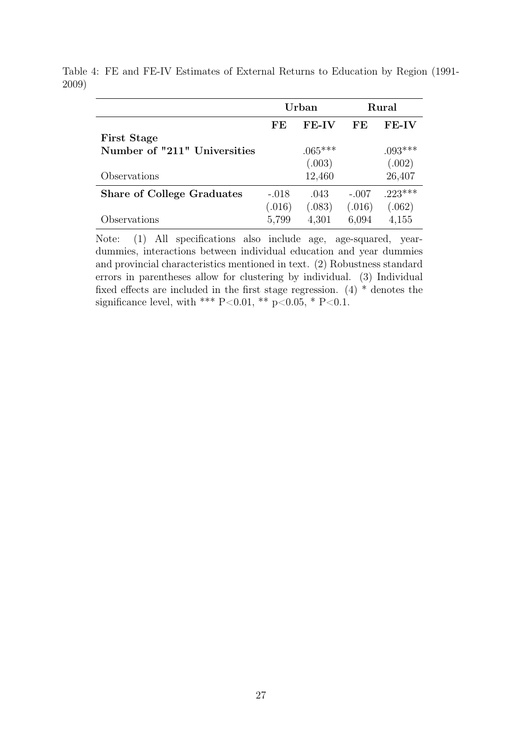Table 4: FE and FE-IV Estimates of External Returns to Education by Region (1991-2009)

| | Urban | | Rural | |
|---|---|---|---|---|
| | **FE** | **FE-IV** | **FE** | **FE-IV** |
| **First Stage** | | | | |
| **Number of "211" Universities** | | .065*** | | .093*** |
| | | (.003) | | (.002) |
| Observations | | 12,460 | | 26,407 |
| **Share of College Graduates** | -.018 | .043 | -.007 | .223*** |
| | (.016) | (.083) | (.016) | (.062) |
| Observations | 5,799 | 4,301 | 6,094 | 4,155 |

Note: (1) All specifications also include age, age-squared, year-dummies, interactions between individual education and year dummies and provincial characteristics mentioned in text. (2) Robustness standard errors in parentheses allow for clustering by individual. (3) Individual fixed effects are included in the first stage regression. (4) * denotes the significance level, with *** P<0.01, ** p<0.05, * P<0.1.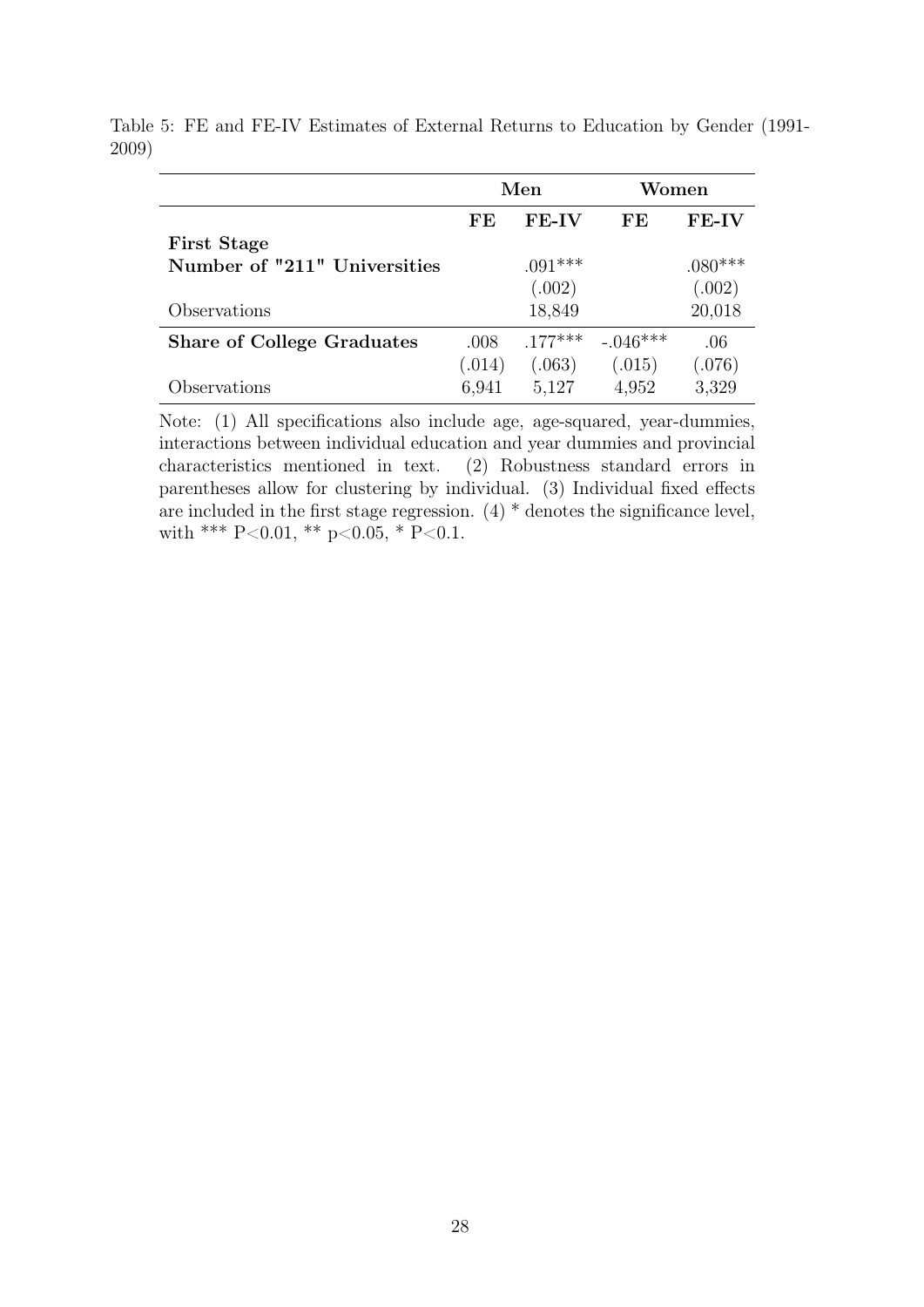Table 5: FE and FE-IV Estimates of External Returns to Education by Gender (1991-2009)

| | Men | | Women | |
|---|---|---|---|---|
| | **FE** | **FE-IV** | **FE** | **FE-IV** |
| **First Stage** | | | | |
| **Number of "211" Universities** | | .091*** | | .080*** |
| | | (.002) | | (.002) |
| Observations | | 18,849 | | 20,018 |
| **Share of College Graduates** | .008 | .177*** | -.046*** | .06 |
| | (.014) | (.063) | (.015) | (.076) |
| Observations | 6,941 | 5,127 | 4,952 | 3,329 |

Note: (1) All specifications also include age, age-squared, year-dummies, interactions between individual education and year dummies and provincial characteristics mentioned in text. (2) Robustness standard errors in parentheses allow for clustering by individual. (3) Individual fixed effects are included in the first stage regression. (4) * denotes the significance level, with *** P<0.01, ** p<0.05, * P<0.1.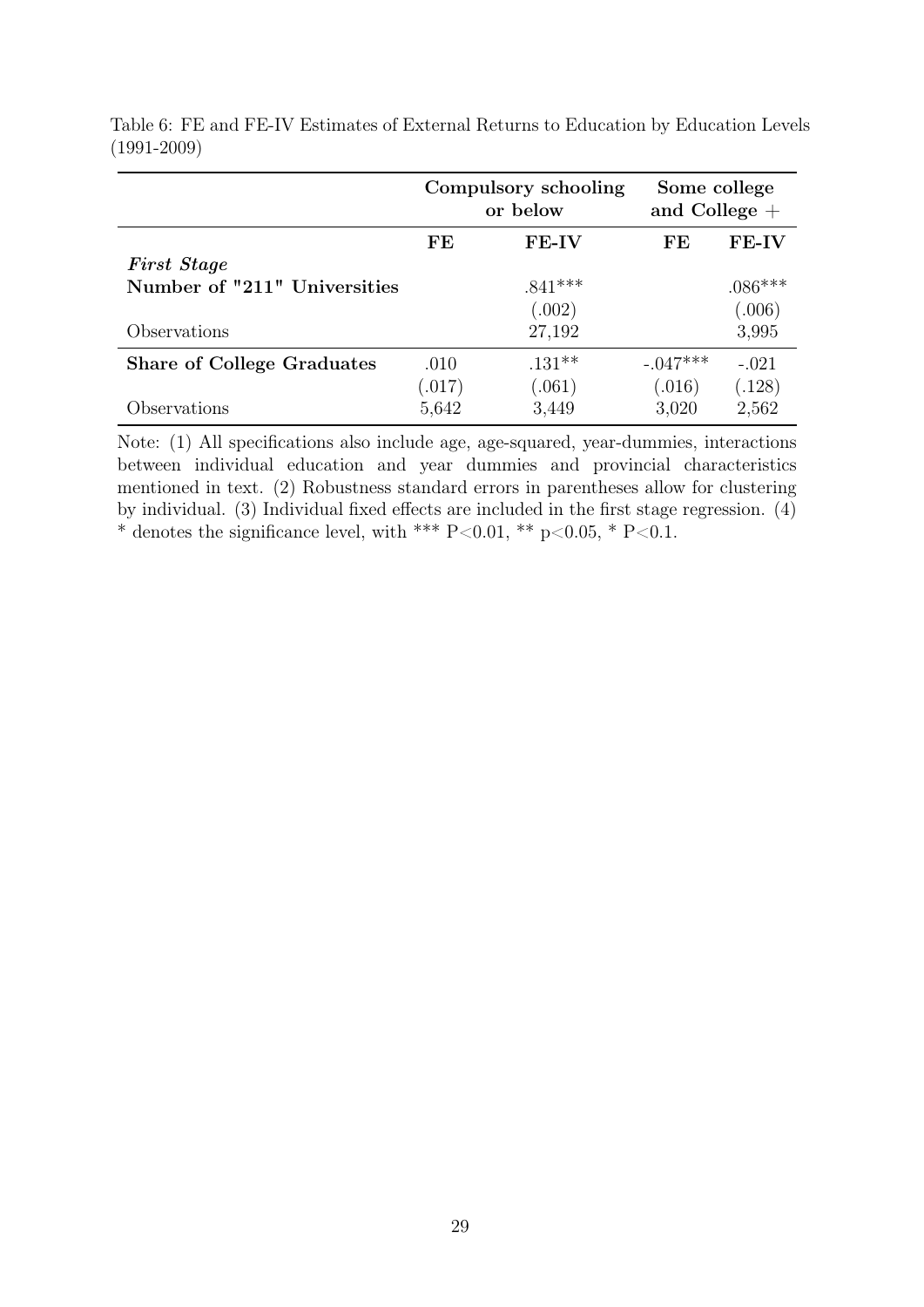Table 6: FE and FE-IV Estimates of External Returns to Education by Education Levels (1991-2009)

| | **Compulsory schooling or below** | | **Some college and College +** | |
|---|---|---|---|---|
| | **FE** | **FE-IV** | **FE** | **FE-IV** |
| ***First Stage*** | | | | |
| **Number of "211" Universities** | | .841*** | | .086*** |
| | | (.002) | | (.006) |
| Observations | | 27,192 | | 3,995 |
| **Share of College Graduates** | .010 | .131** | -.047*** | -.021 |
| | (.017) | (.061) | (.016) | (.128) |
| Observations | 5,642 | 3,449 | 3,020 | 2,562 |

Note: (1) All specifications also include age, age-squared, year-dummies, interactions between individual education and year dummies and provincial characteristics mentioned in text. (2) Robustness standard errors in parentheses allow for clustering by individual. (3) Individual fixed effects are included in the first stage regression. (4) * denotes the significance level, with *** P<0.01, ** p<0.05, * P<0.1.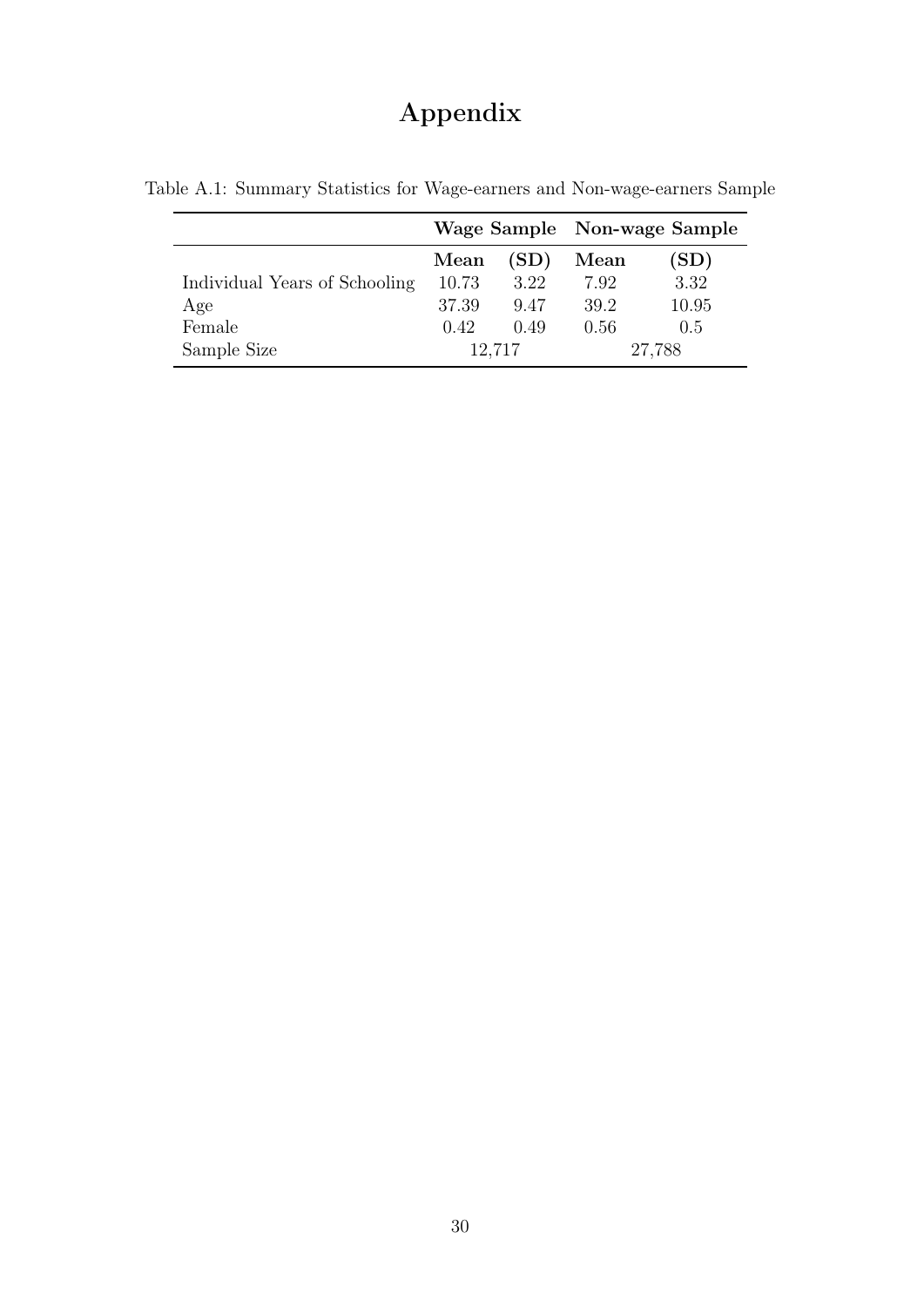# Appendix

Table A.1: Summary Statistics for Wage-earners and Non-wage-earners Sample

| | **Wage Sample** | | **Non-wage Sample** | |
|---|---|---|---|---|
| | **Mean** | **(SD)** | **Mean** | **(SD)** |
| Individual Years of Schooling | 10.73 | 3.22 | 7.92 | 3.32 |
| Age | 37.39 | 9.47 | 39.2 | 10.95 |
| Female | 0.42 | 0.49 | 0.56 | 0.5 |
| Sample Size | 12,717 | | 27,788 | |